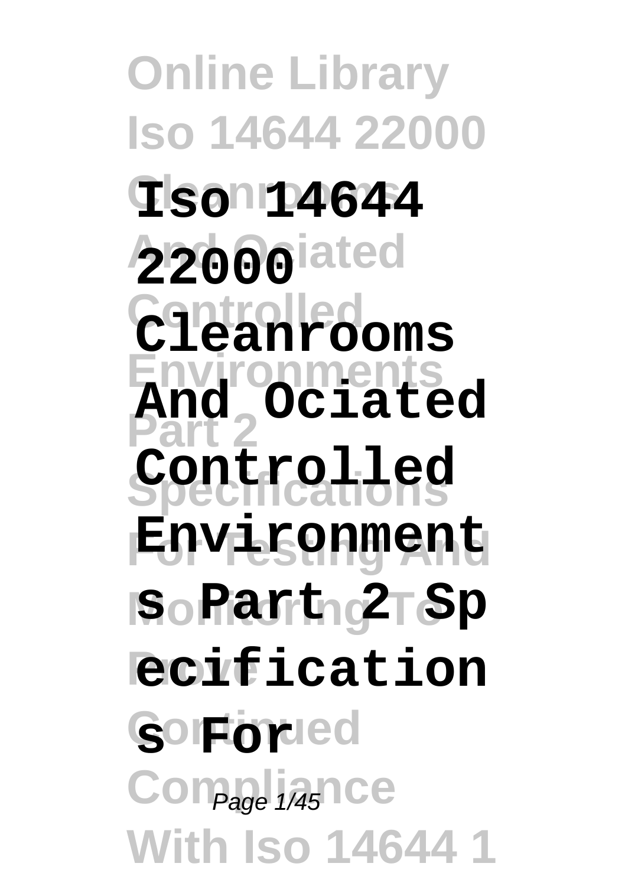# Iso 14644 22000 Cleanrooms And Ociated Controlled Environments Part 2 Specifications For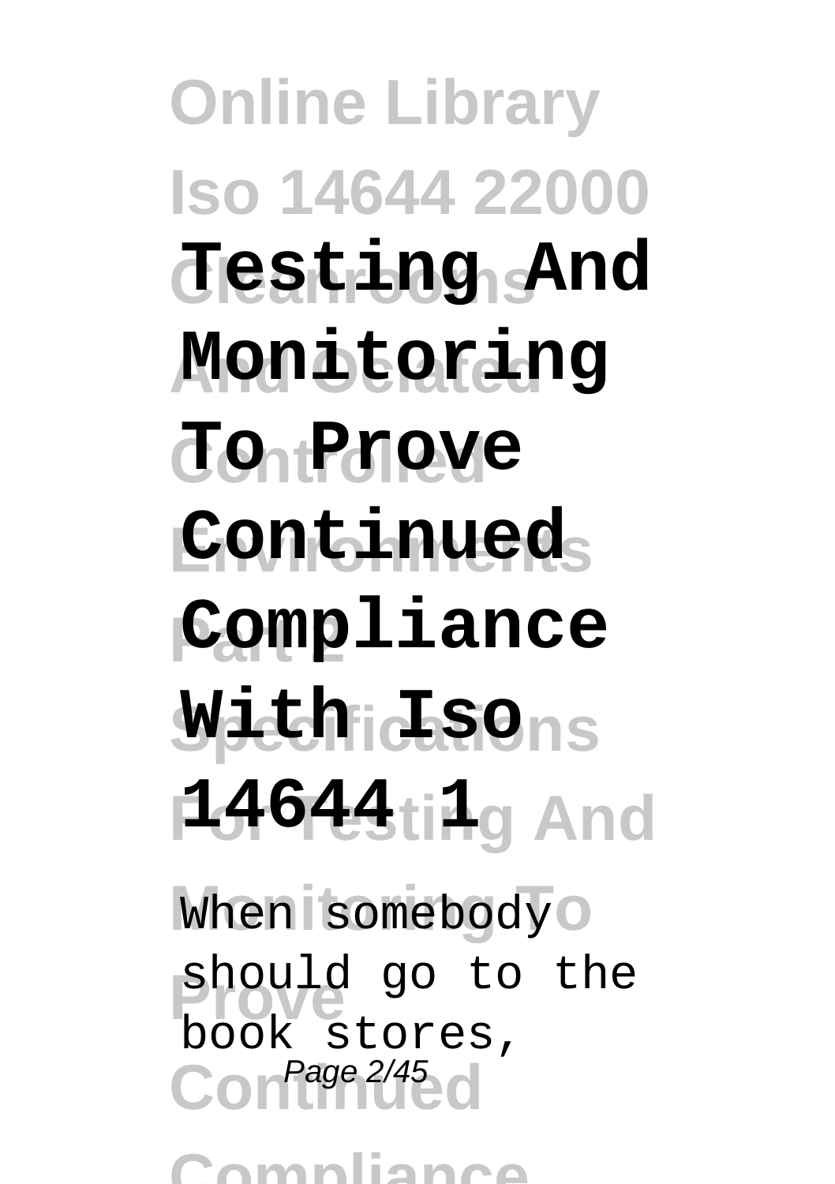# Testing And Monitoring To Prove Continued Compliance With Iso 14644 1

When somebody should go to the book stores,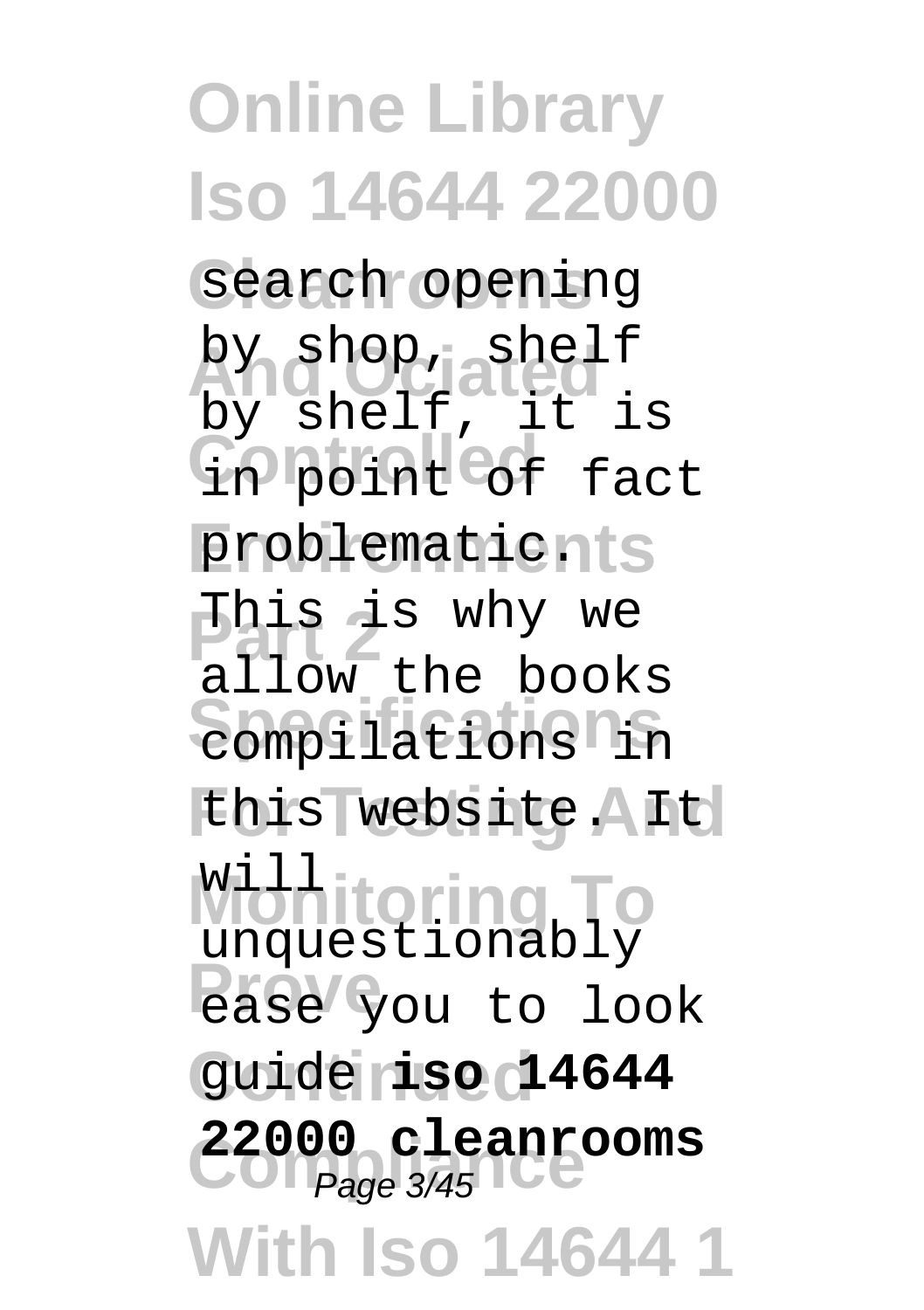search opening by shop, shelf by shelf, it is in point of fact problematic. This is why we allow the books compilations in this website. It will unquestionably ease you to look guide **iso 14644 22000 cleanrooms**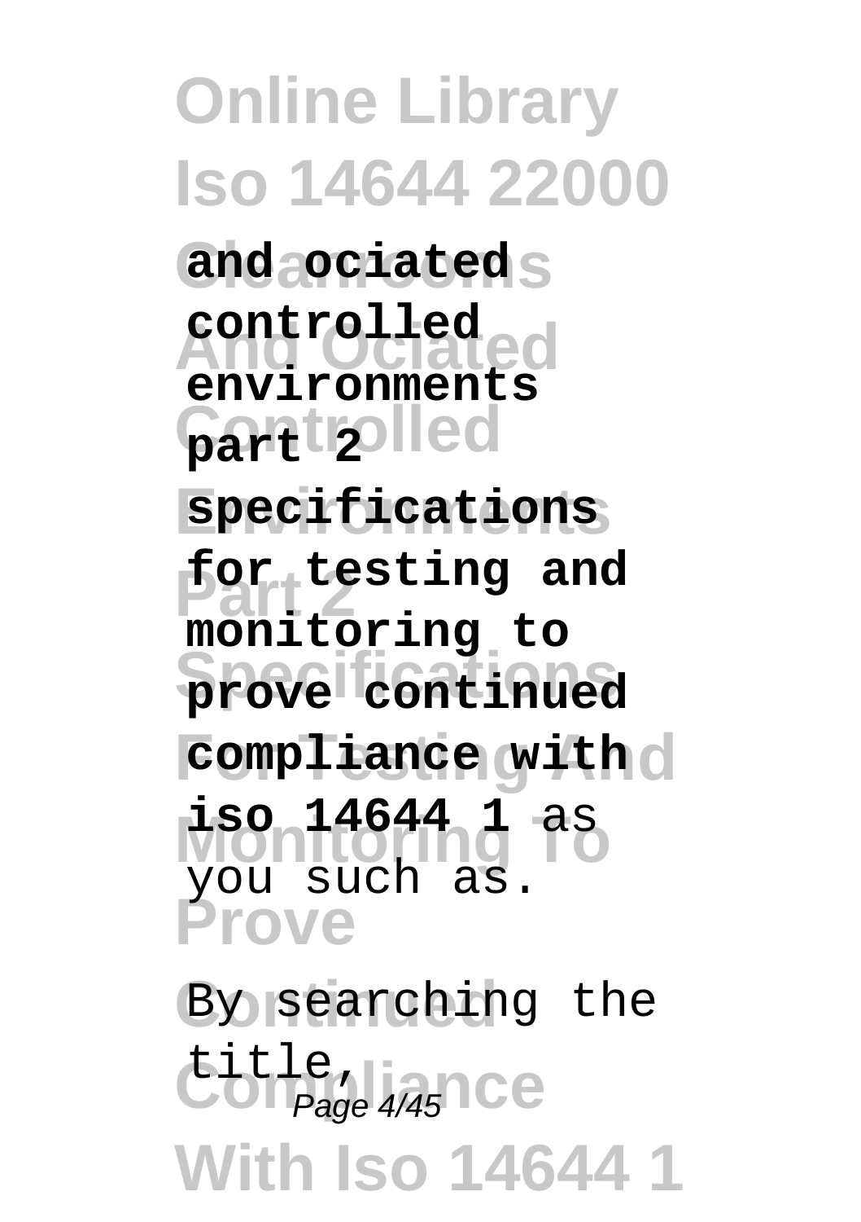**and ociated controlled environments part 2 specifications for testing and monitoring to prove continued compliance with iso 14644 1** as you such as.

By searching the title,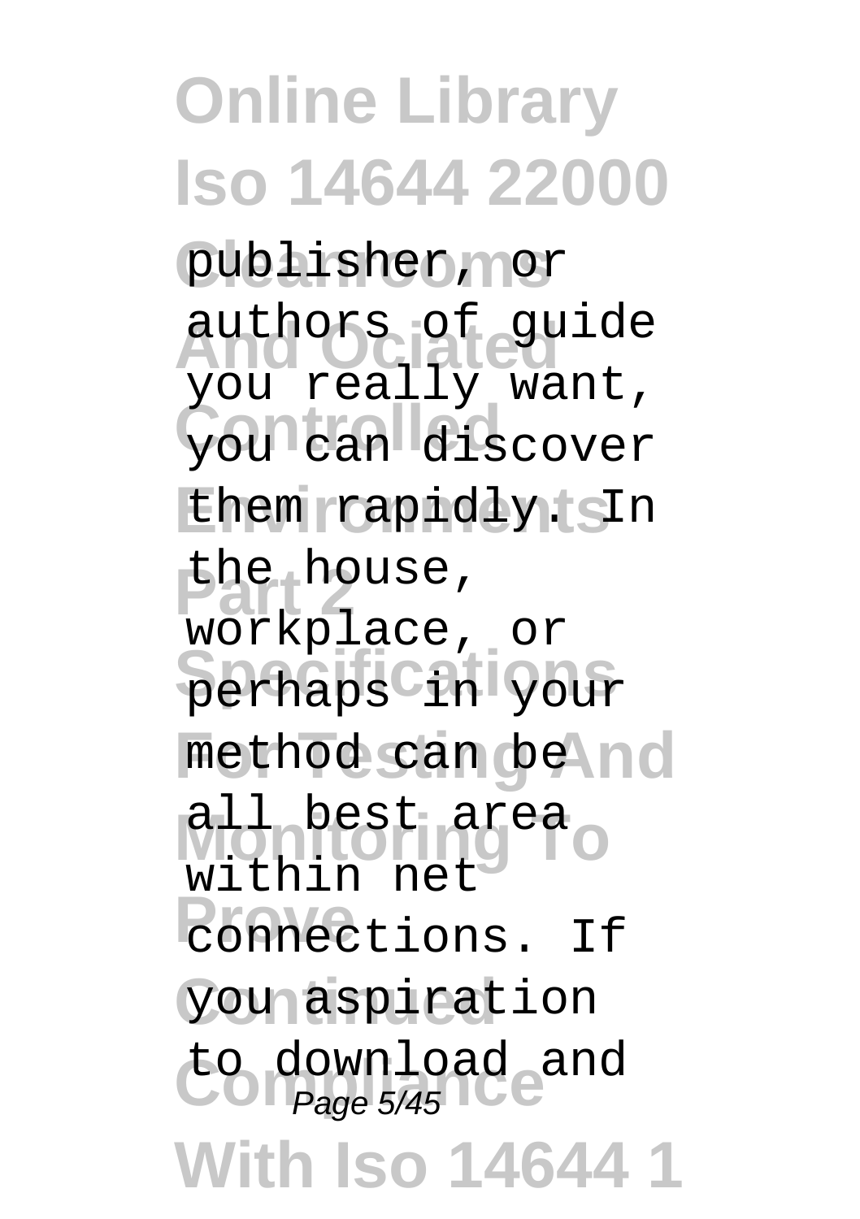publisher, or authors of guide you really want, you can discover them rapidly. In the house, workplace, or perhaps in your method can be all best area within net connections. If you aspiration to download and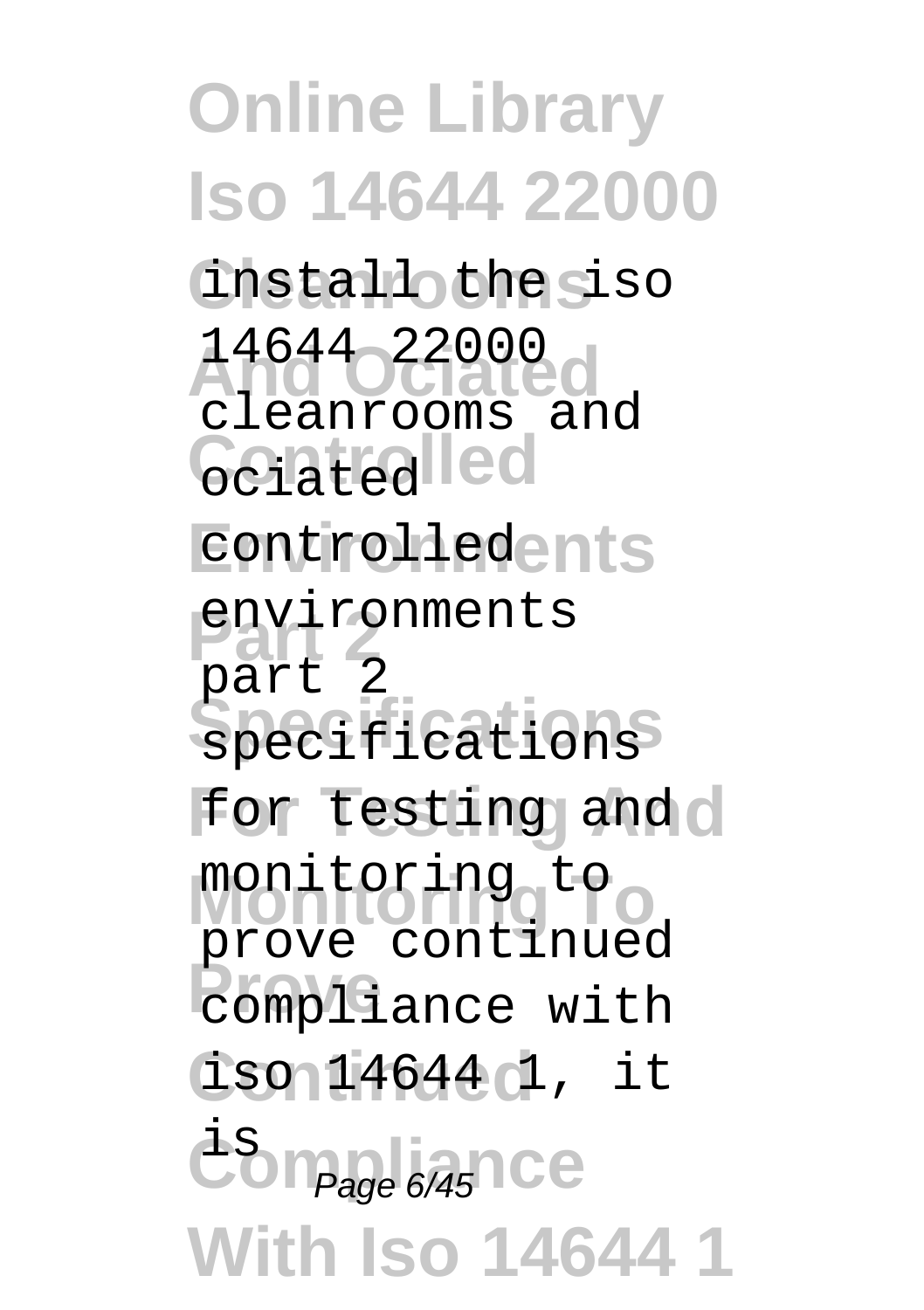install the iso 14644 22000 cleanrooms and ociated controlled environments part 2 specifications for testing and monitoring to prove continued compliance with iso 14644 1, it is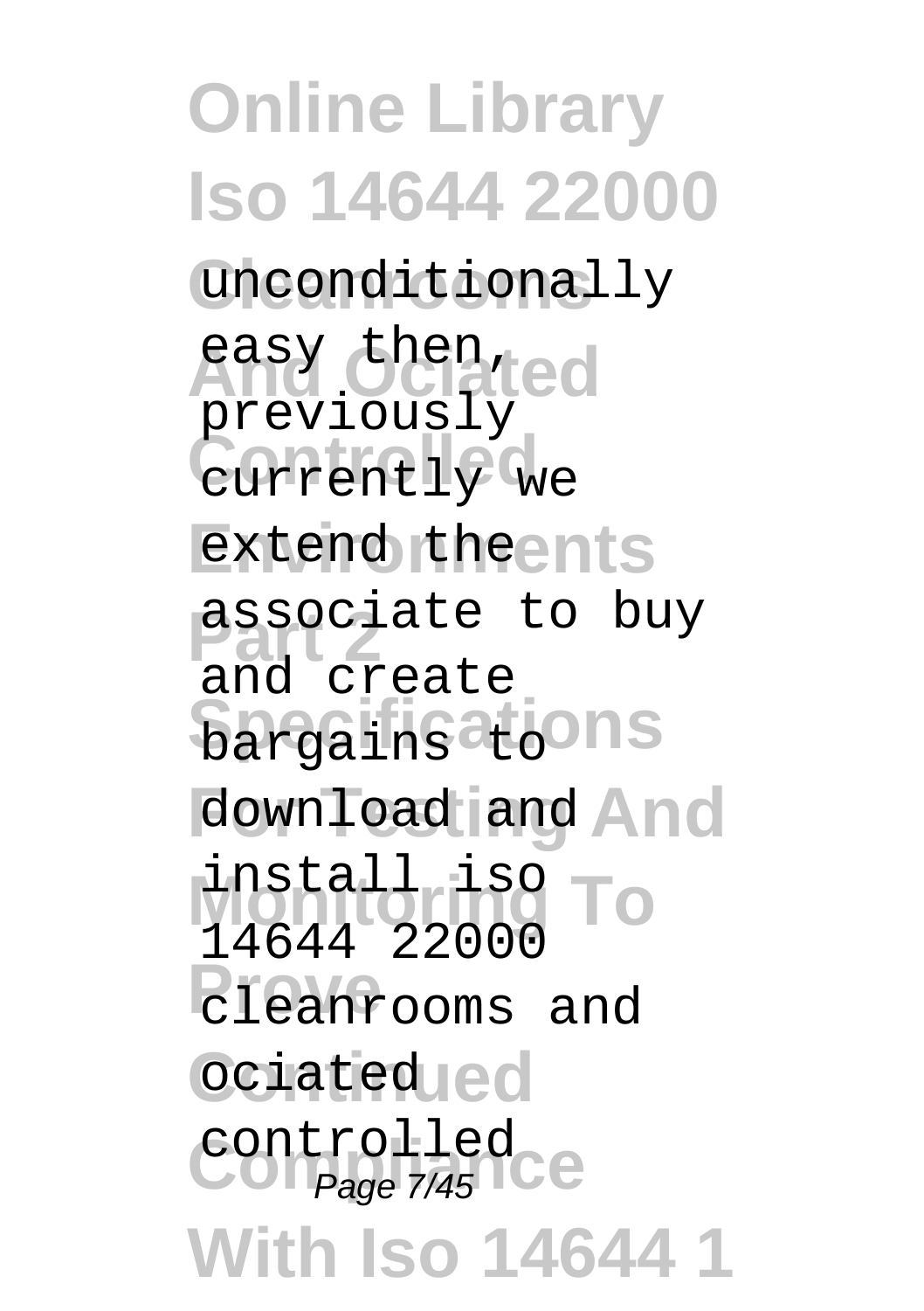unconditionally easy then, previously currently we extend the associate to buy and create bargains to download and install iso 14644 22000 cleanrooms and ociated controlled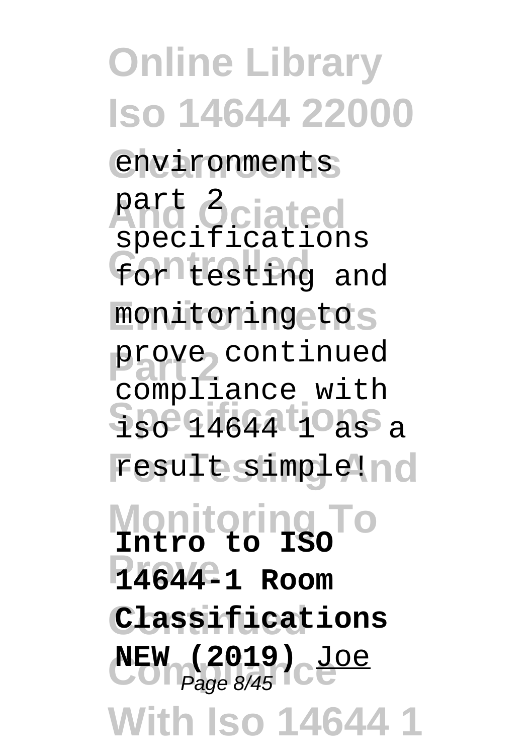environments part 2 specifications for testing and monitoring to prove continued compliance with iso 14644 1 as a result simple!

**Intro to ISO 14644-1 Room Classifications NEW (2019)** Joe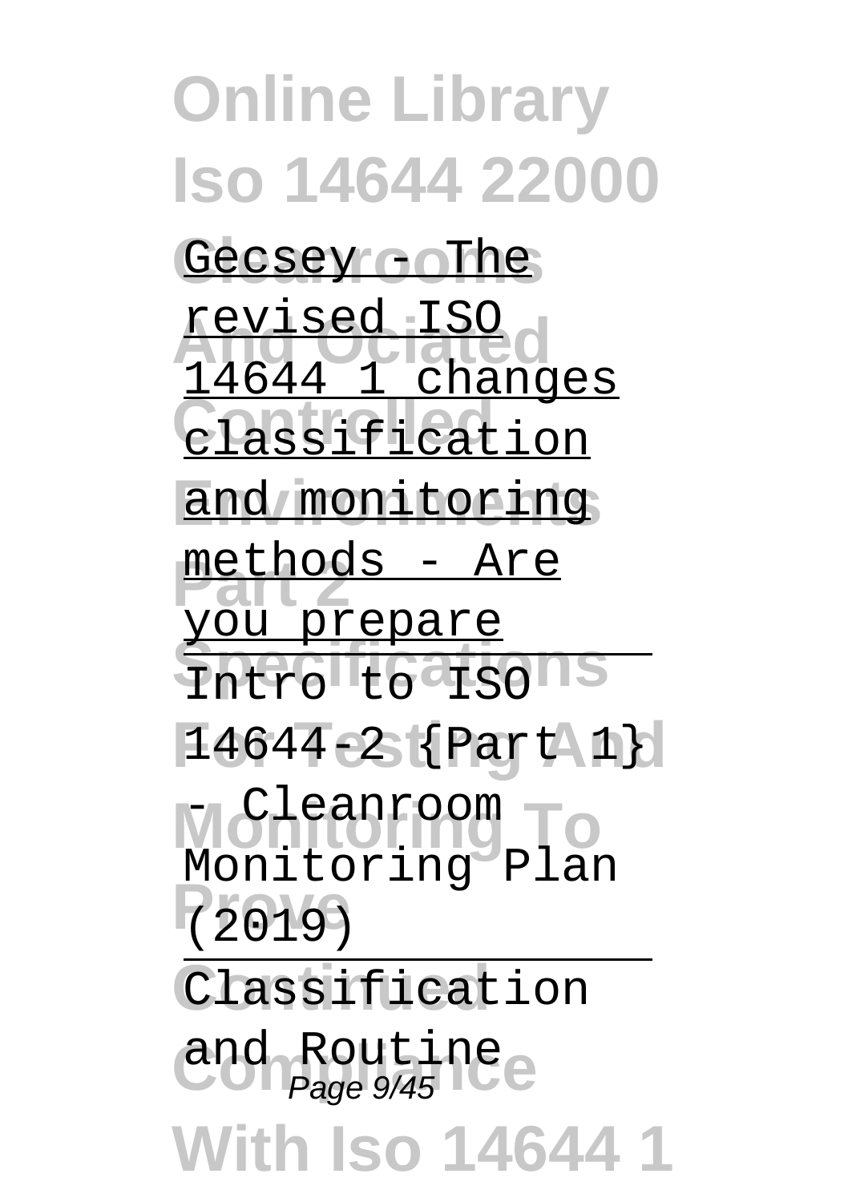Gecsey - The revised ISO 14644 1 changes classification and monitoring methods - Are you prepare

Intro to ISO 14644-2 {Part 1} - Cleanroom Monitoring Plan (2019)

Classification and Routine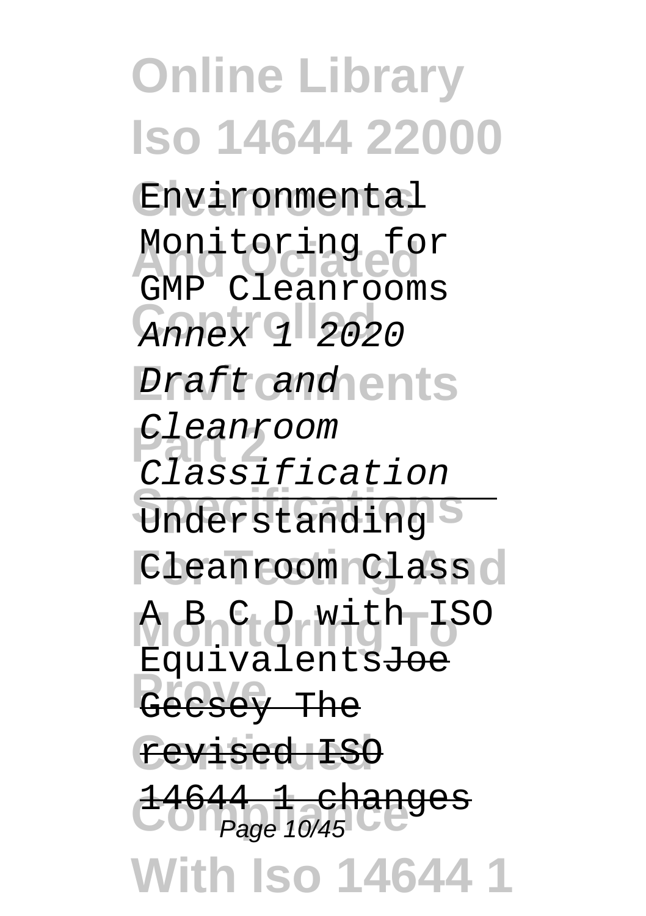Environmental Monitoring for GMP Cleanrooms Annex 1 2020 *Draft and Cleanroom Classification*

Understanding Cleanroom Class A B C D with ISO EquivalentsJoe Gecsey The revised ISO 14644 1 changes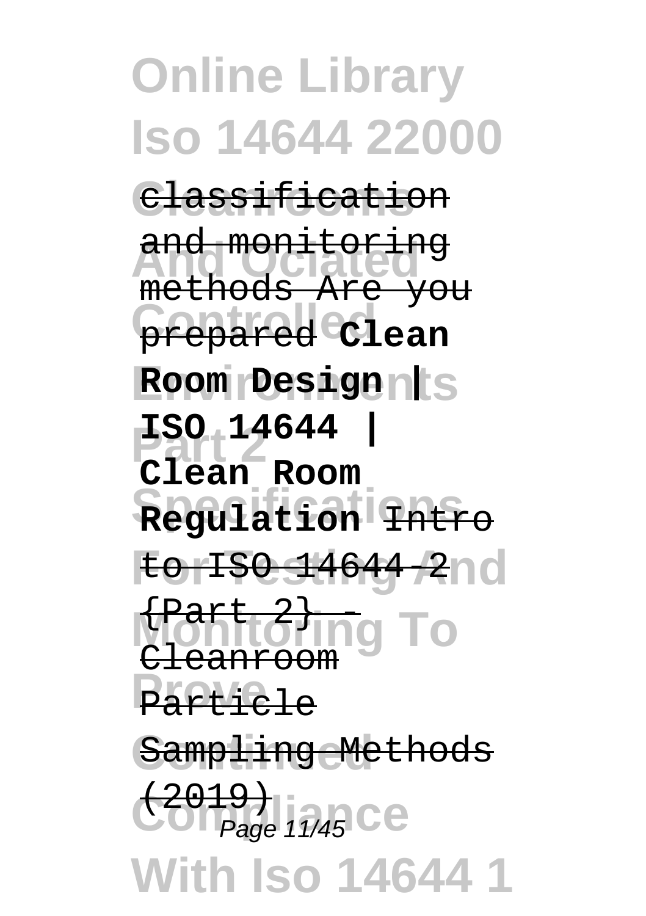classification and monitoring methods Are you prepared **Clean Room Design | ISO 14644 | Clean Room Regulation** Intro to ISO 14644-2 {Part 2} - Cleanroom Particle Sampling Methods (2019)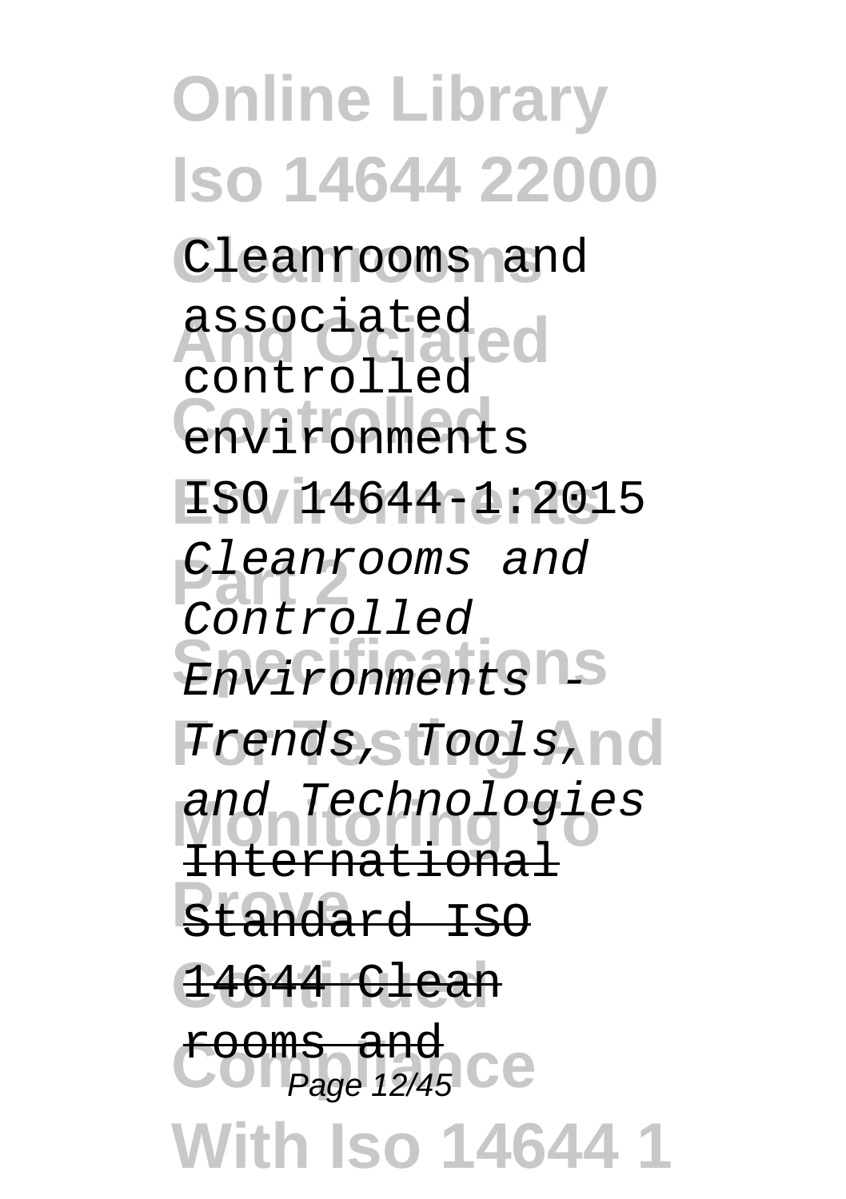Cleanrooms and associated controlled environments ISO 14644-1:2015 *Cleanrooms and Controlled Environments - Trends, Tools, and Technologies* ~~International Standard ISO 14644 Clean rooms and~~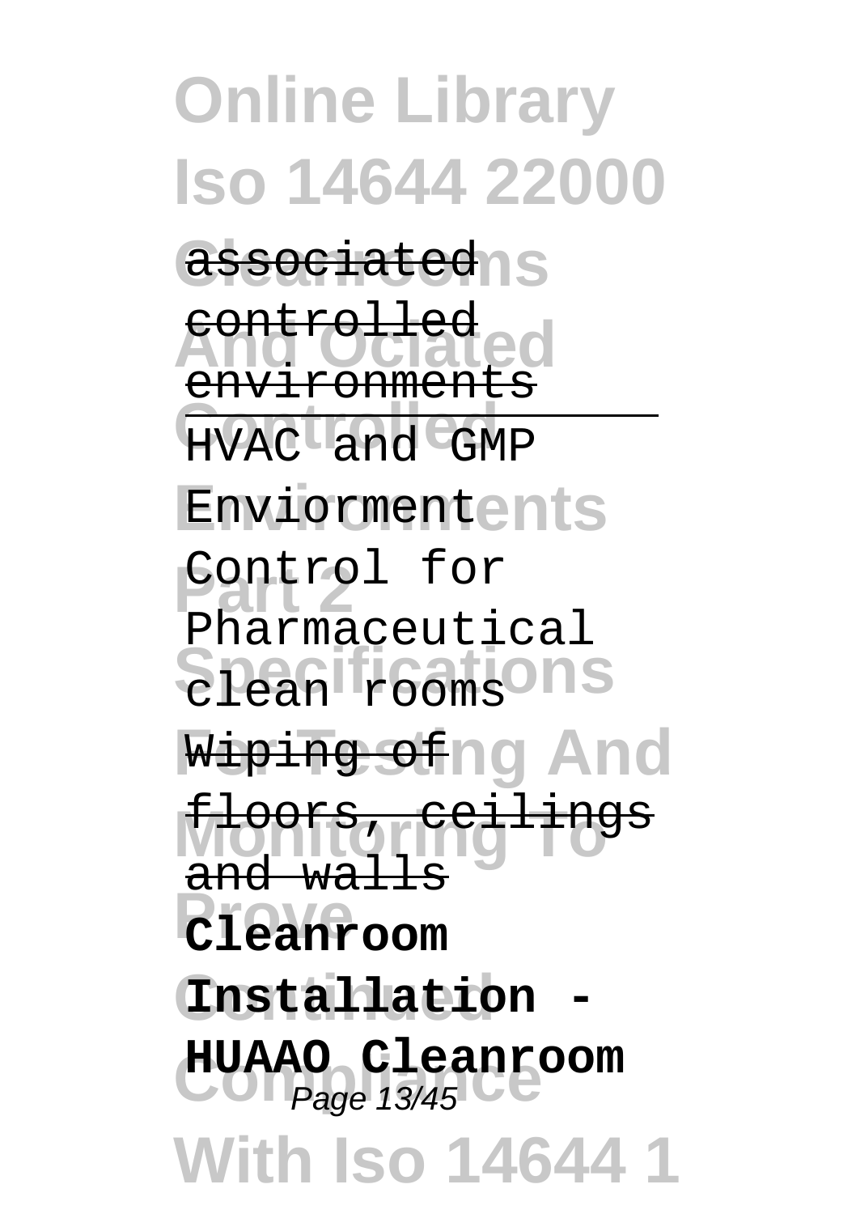associated controlled environments

HVAC and GMP Enviorment Control for Pharmaceutical clean rooms

Wiping of floors, ceilings and walls

**Cleanroom Installation - HUAAO Cleanroom**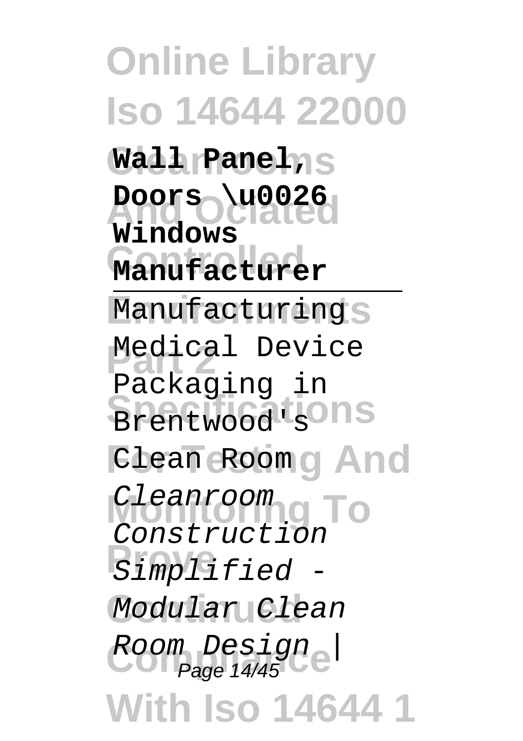**Wall Panel, Doors \u0026 Windows Manufacturer**

---

Manufacturing Medical Device Packaging in Brentwood's Clean Room

*Cleanroom Construction Simplified - Modular Clean Room Design |*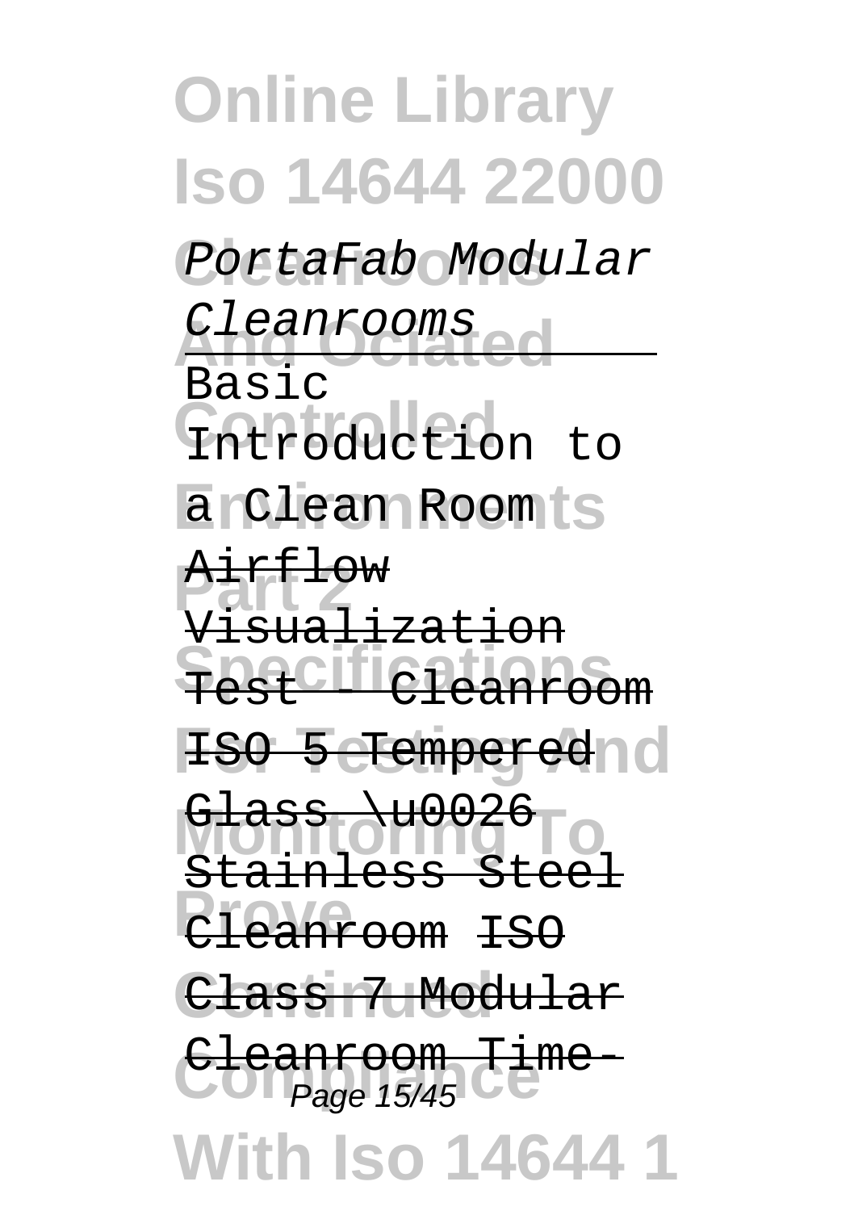*PortaFab Modular Cleanrooms*

Basic Introduction to a Clean Room

Airflow Visualization Test - Cleanroom ISO 5 Tempered Glass \u0026 Stainless Steel Cleanroom ISO Class 7 Modular Cleanroom Time-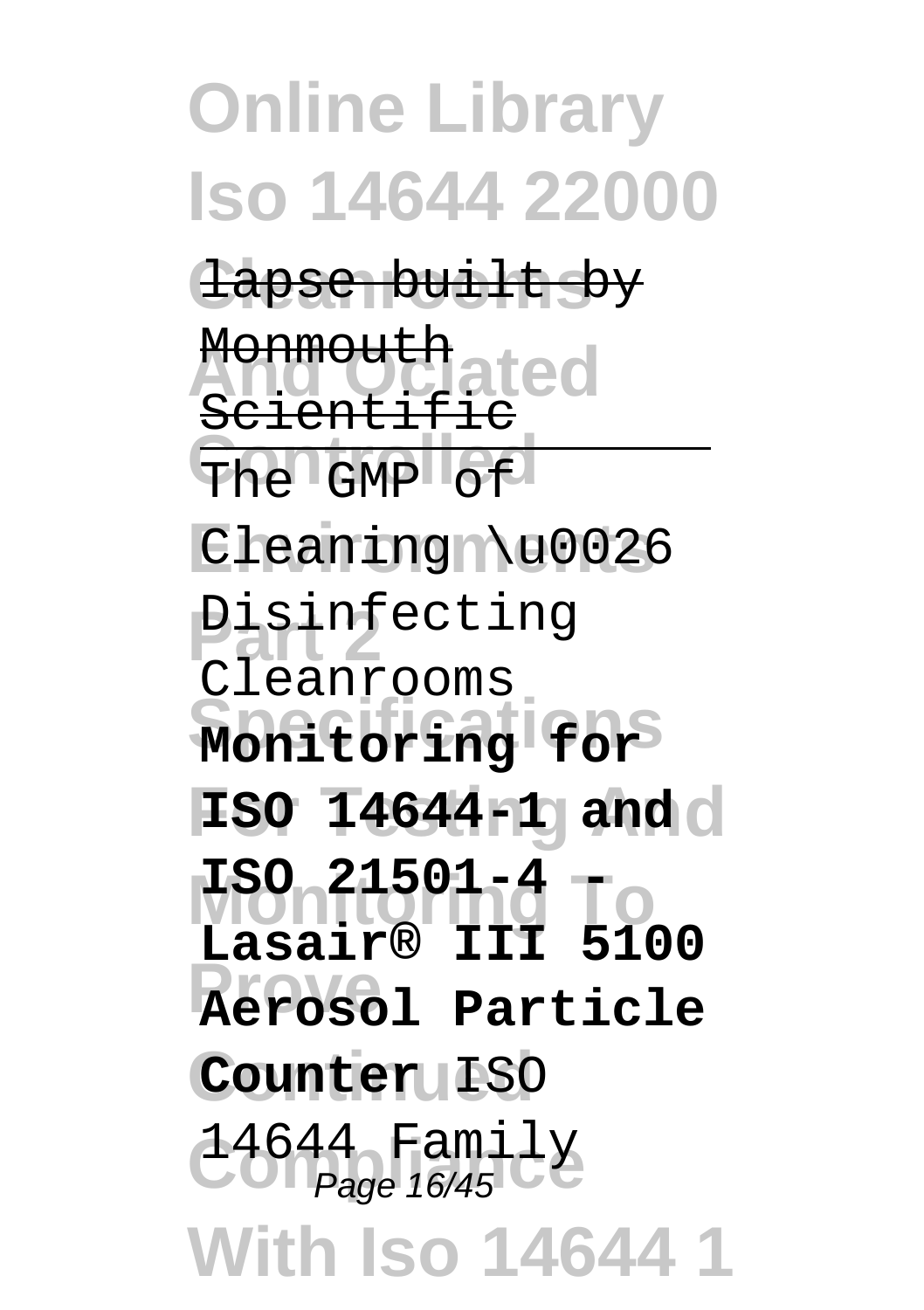lapse built by Monmouth Scientific

The GMP of Cleaning \u0026 Disinfecting Cleanrooms

**Monitoring for ISO 14644-1 and ISO 21501-4 - Lasair® III 5100 Aerosol Particle Counter** ISO 14644 Family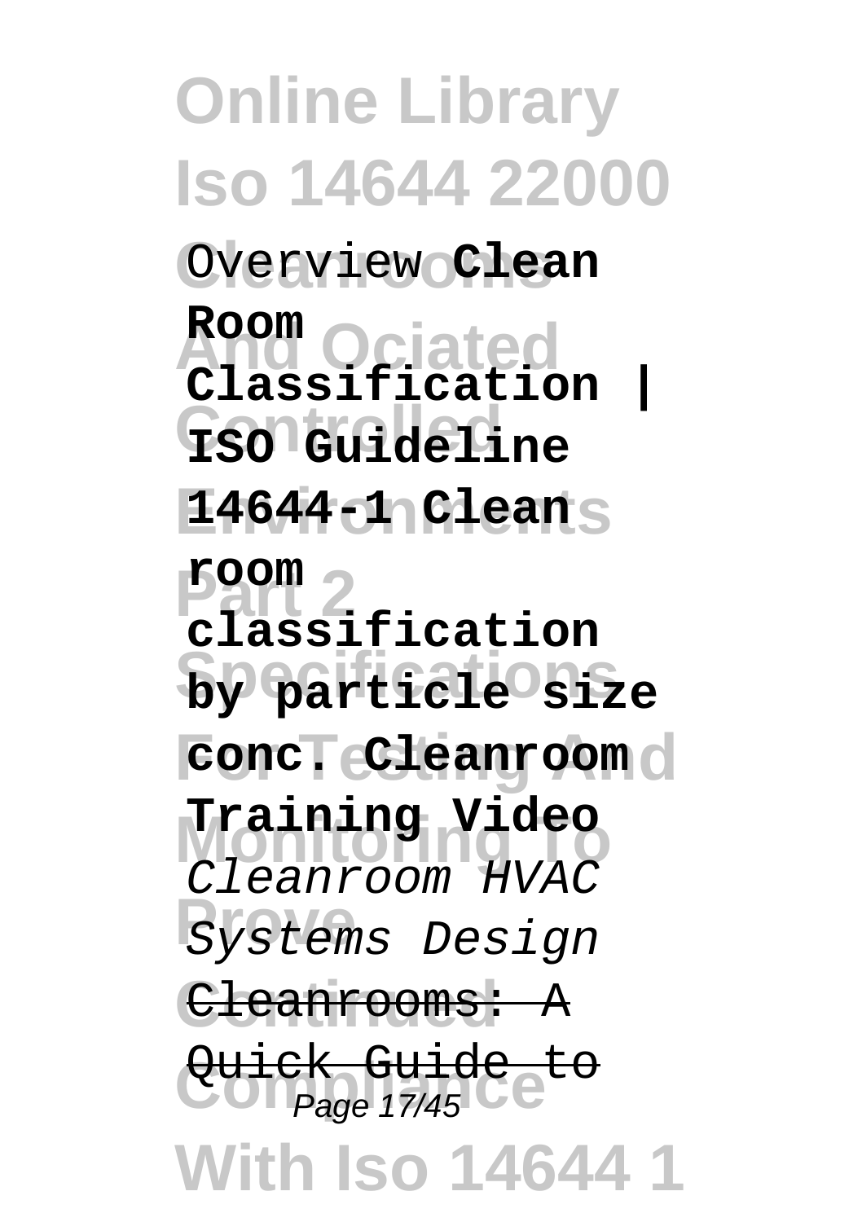Overview **Clean Room Classification | ISO Guideline 14644-1 Clean room classification by particle size conc. Cleanroom Training Video** *Cleanroom HVAC Systems Design* Cleanrooms: A Quick Guide to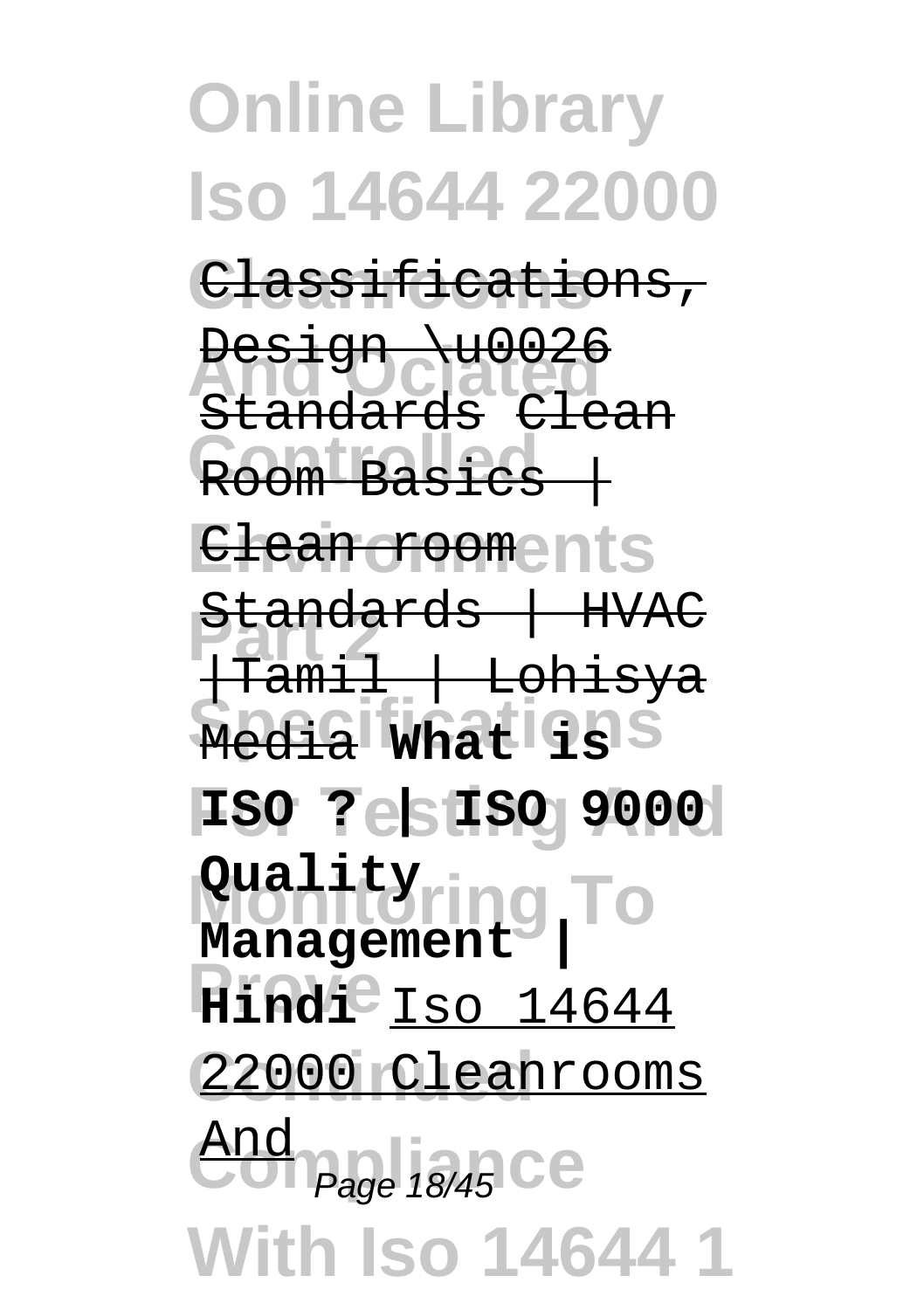Classifications, Design \u0026 Standards Clean Room Basics | Clean room Standards | HVAC |Tamil | Lohisya Media **What is ISO ? | ISO 9000 Quality Management | Hindi** Iso 14644 22000 Cleanrooms And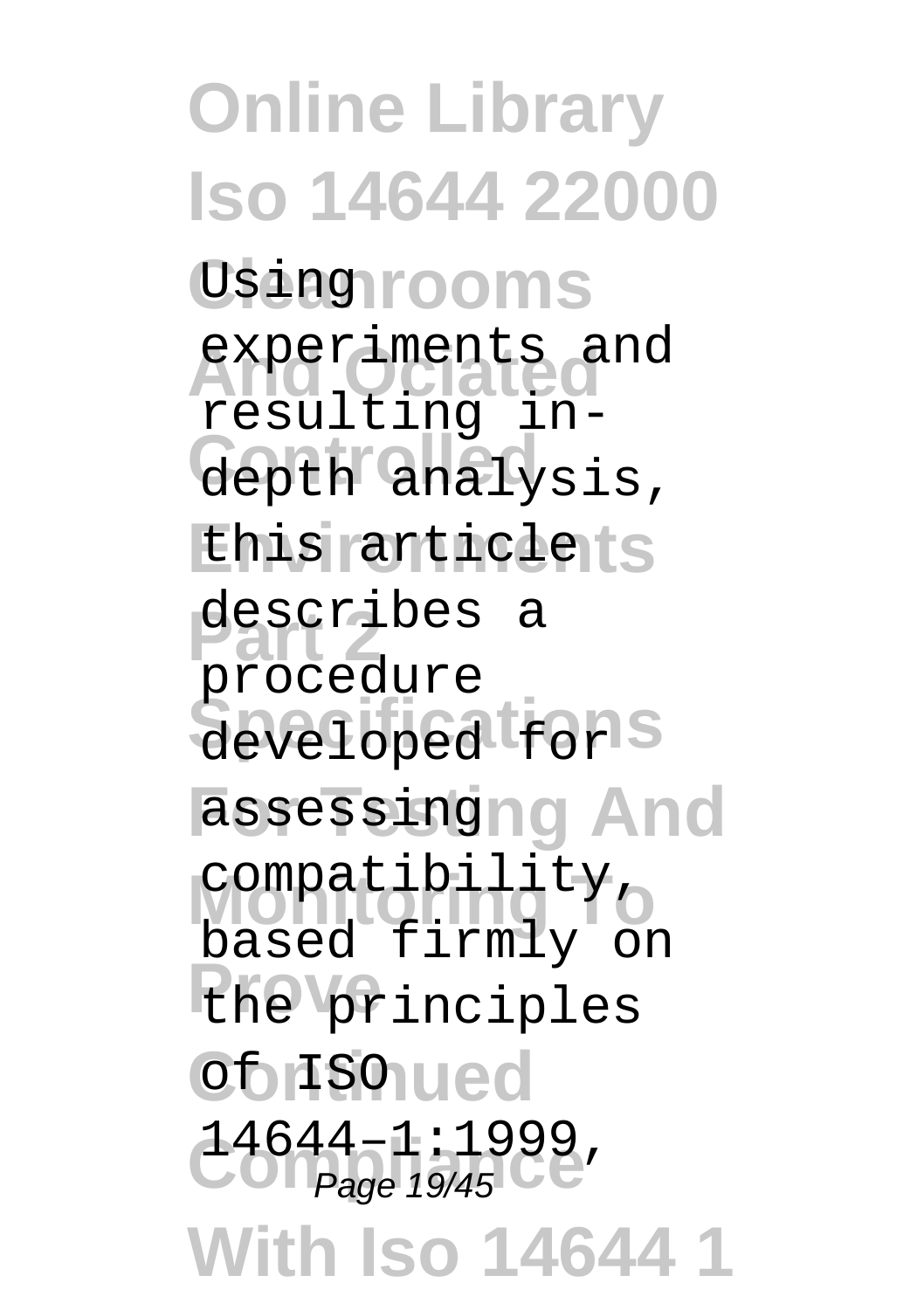Using experiments and resulting in-depth analysis, this article describes a procedure developed for assessing compatibility, based firmly on the principles of ISO 14644–1:1999,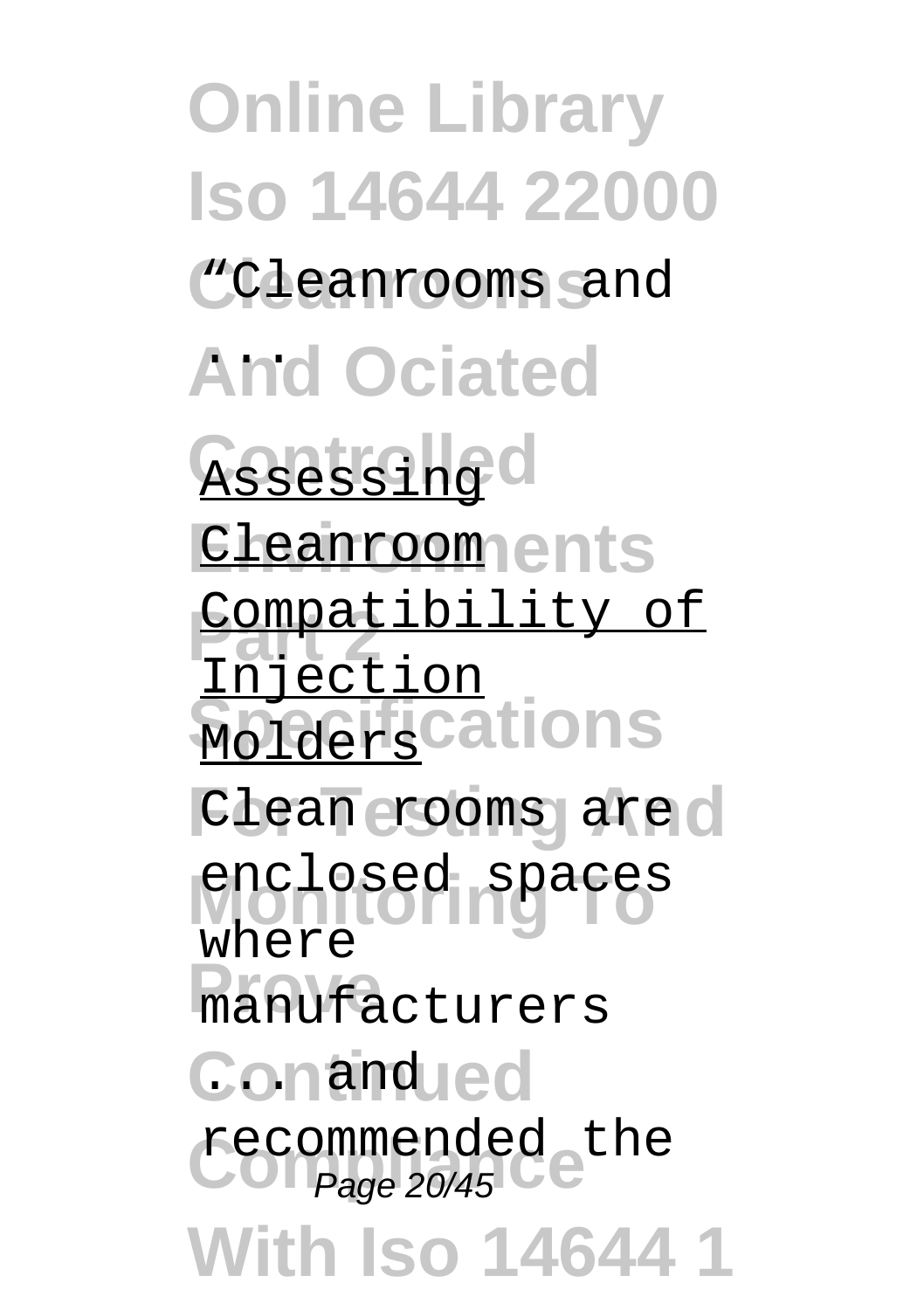“Cleanrooms and ...

Assessing Cleanroom Compatibility of Injection Molders

Clean rooms are enclosed spaces where manufacturers ... and recommended the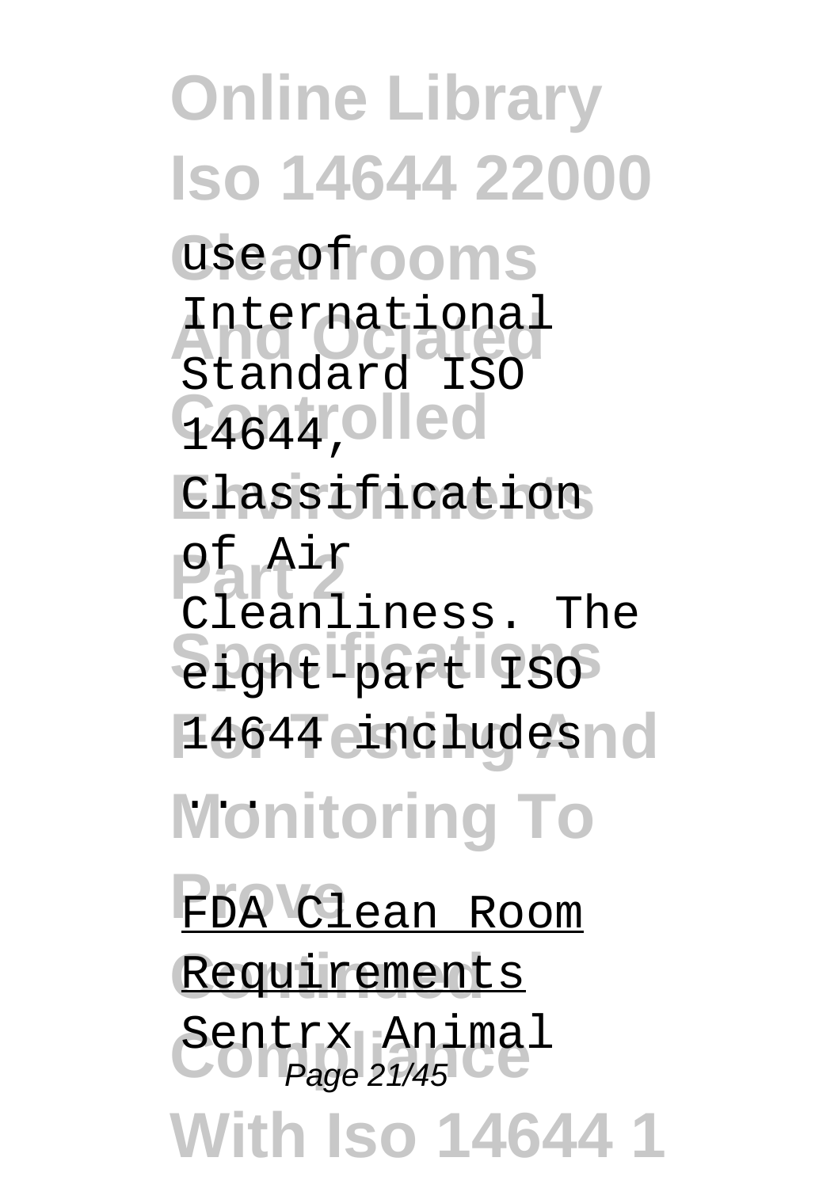use of International Standard ISO 14644, Classification of Air Cleanliness. The eight-part ISO 14644 includes ...

FDA Clean Room Requirements

Sentrx Animal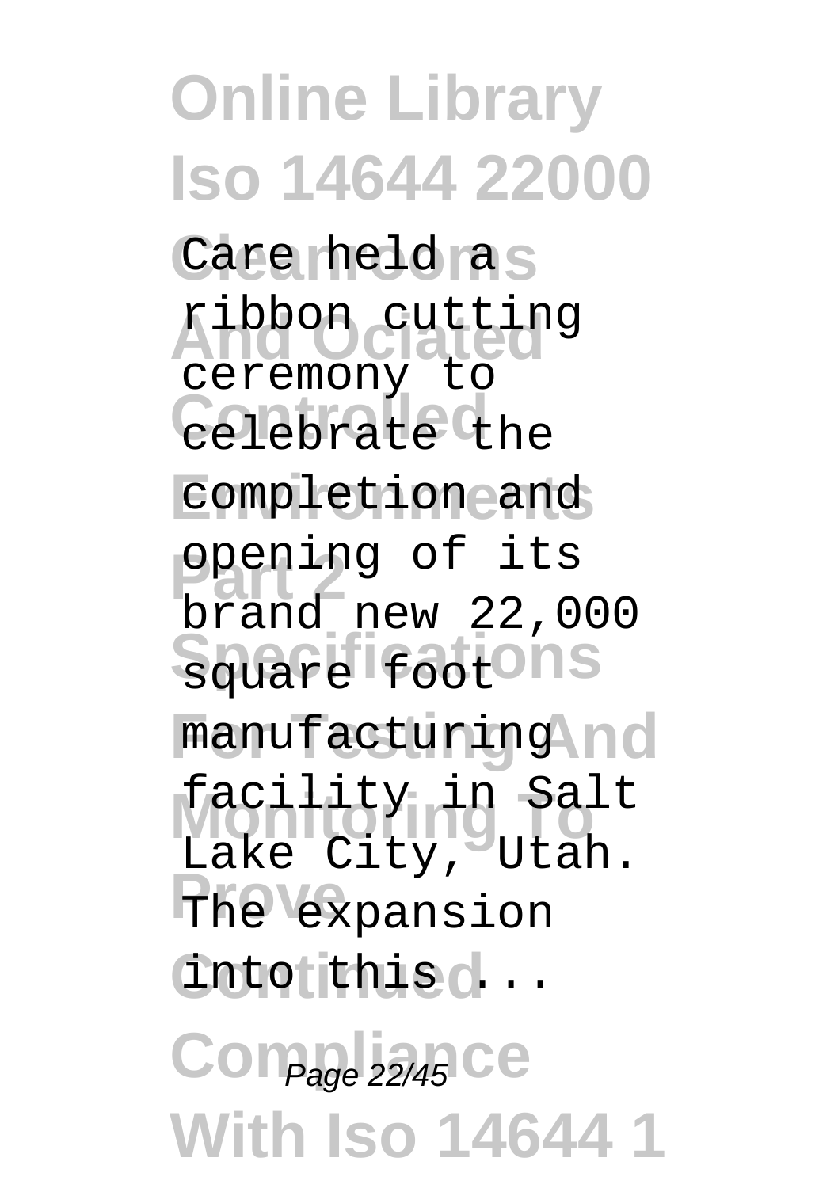Care held a ribbon cutting ceremony to celebrate the completion and opening of its brand new 22,000 square foot manufacturing facility in Salt Lake City, Utah. The expansion into this ...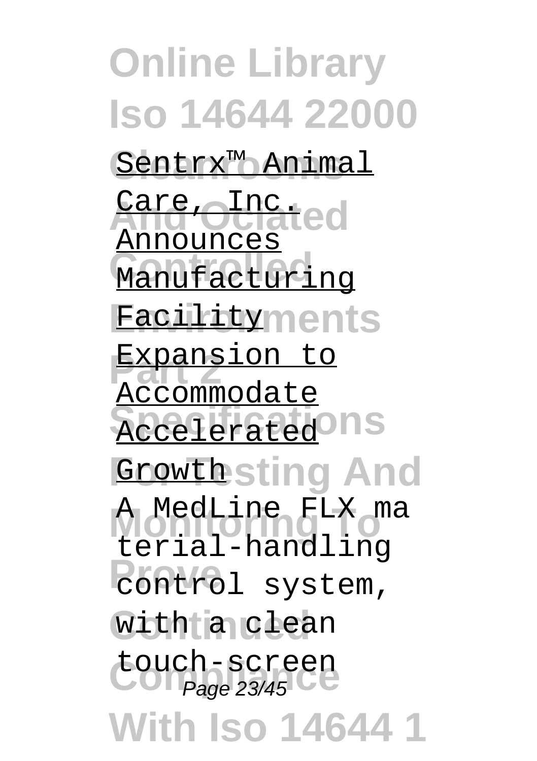Sentrx™ Animal Care, Inc. Announces Manufacturing Facility Expansion to Accommodate Accelerated Growth

A MedLine FLX material-handling control system, with a clean touch-screen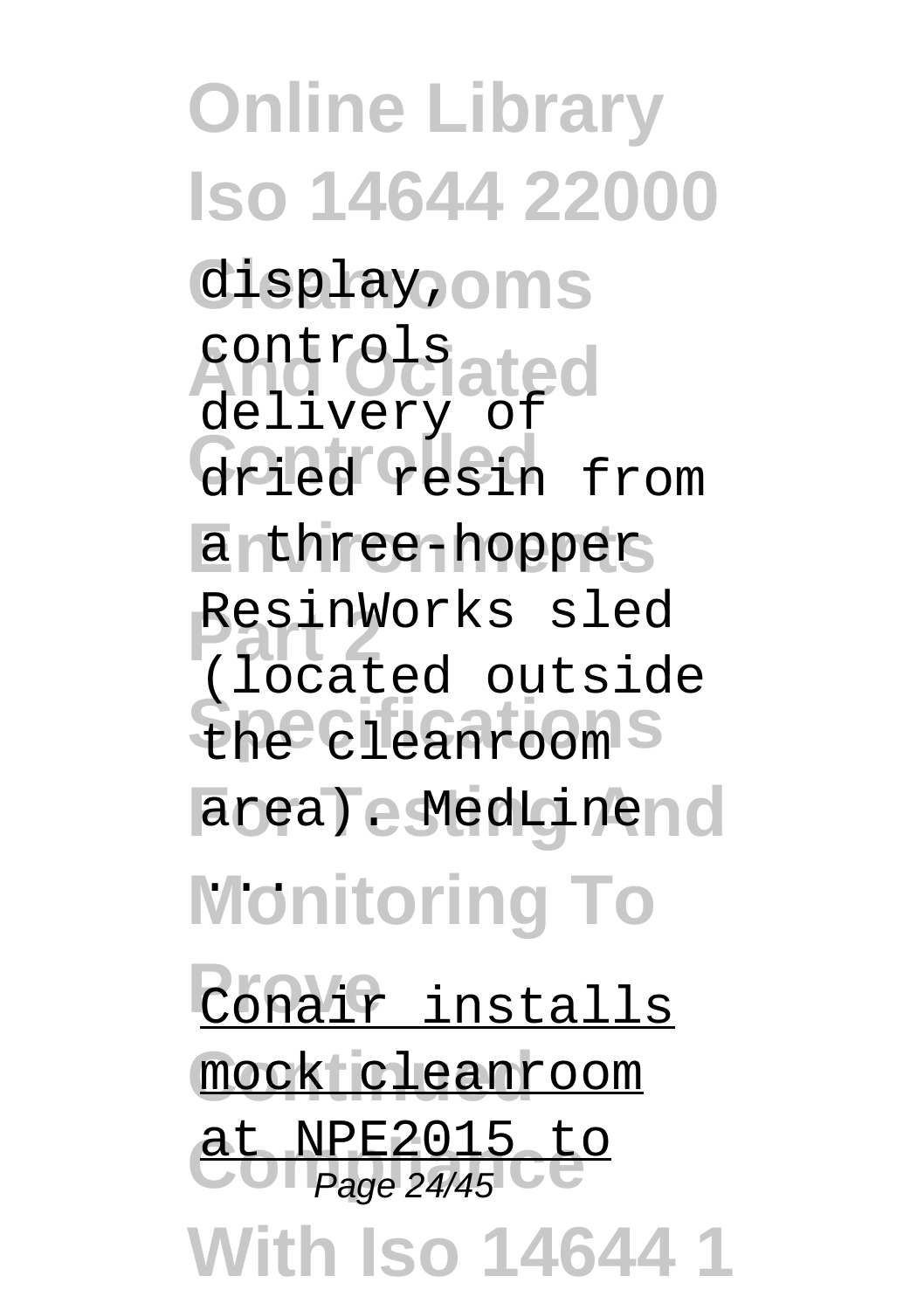display, controls delivery of dried resin from a three-hopper ResinWorks sled (located outside the cleanroom area). MedLine ...

Conair installs mock cleanroom at NPE2015 to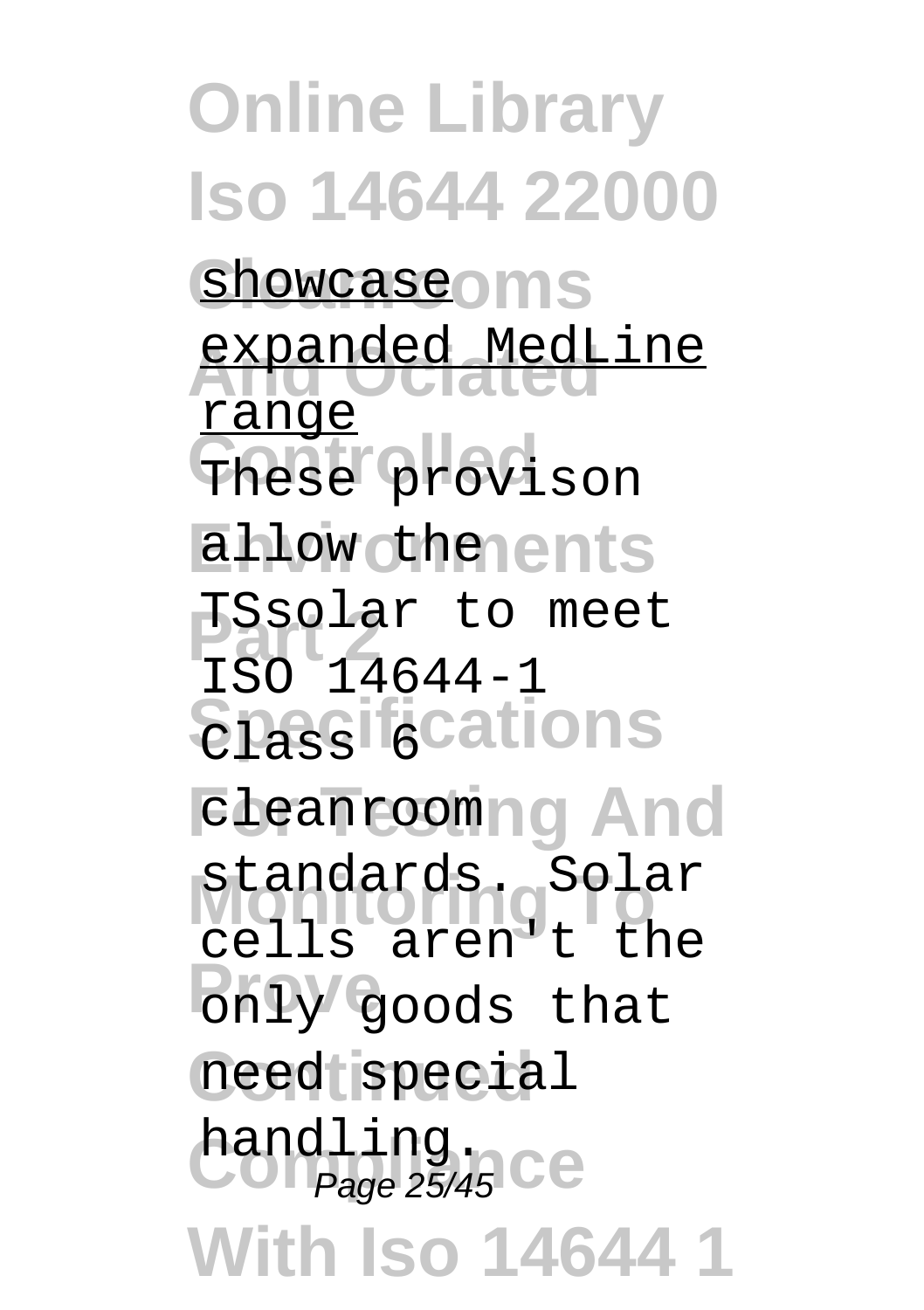showcase expanded MedLine range

These provison allow the TSsolar to meet ISO 14644-1 Class 6 cleanroom standards. Solar cells aren't the only goods that need special handling.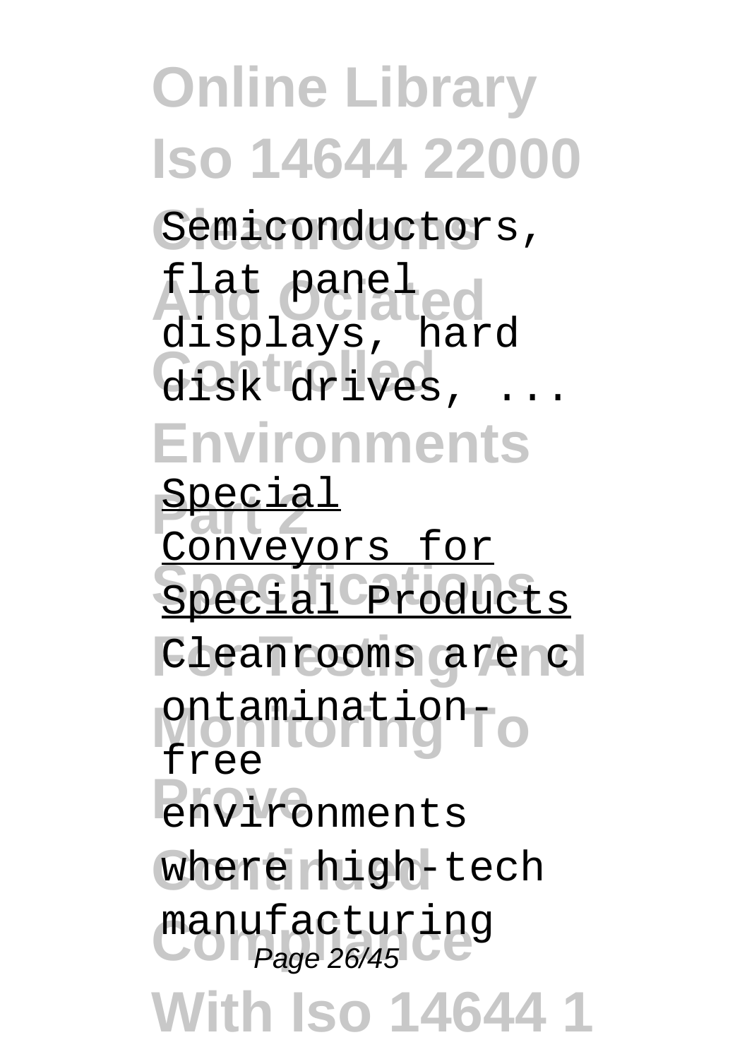Semiconductors, flat panel displays, hard disk drives, ...

Special Conveyors for Special Products

Cleanrooms are contamination-free environments where high-tech manufacturing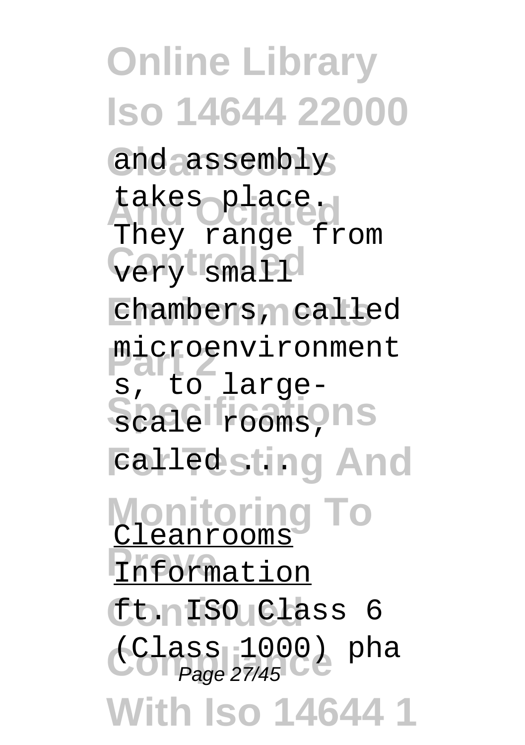and assembly takes place. They range from very small chambers, called microenvironments, to large-scale rooms, called ...

Cleanrooms Information

ft. ISO Class 6 (Class 1000) pha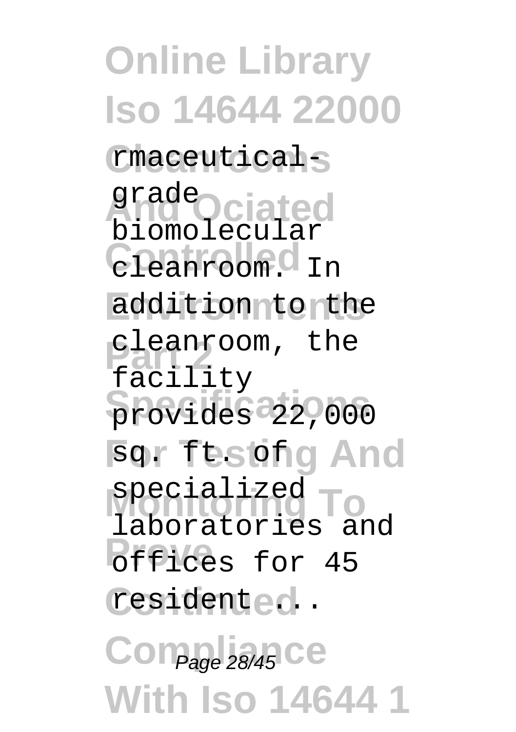rmaceutical-grade biomolecular cleanroom. In addition to the cleanroom, the facility provides 22,000 sq. ft. of specialized laboratories and offices for 45 resident ...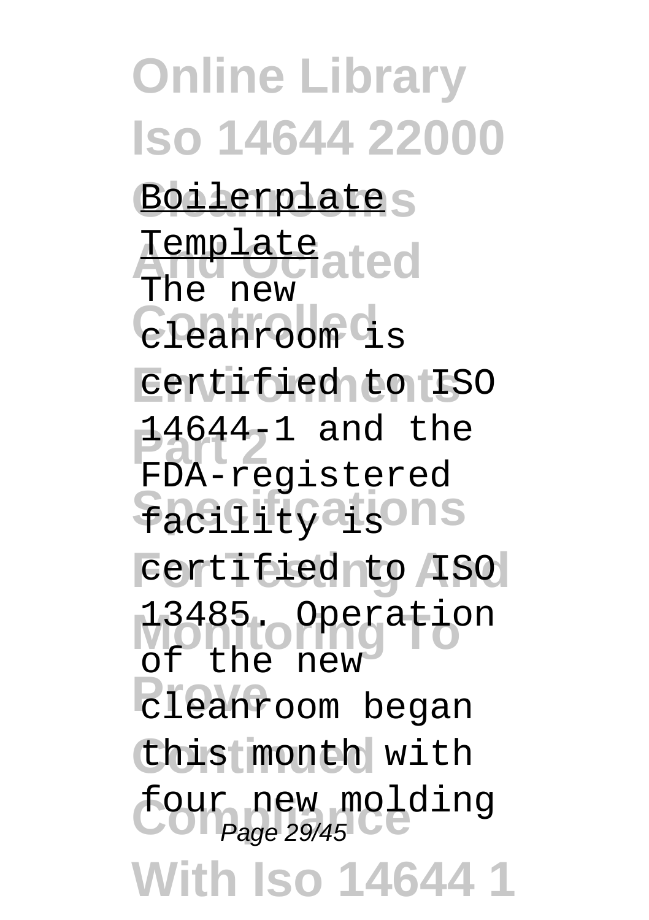Boilerplate Template

The new cleanroom is certified to ISO 14644-1 and the FDA-registered facility is certified to ISO 13485. Operation of the new cleanroom began this month with four new molding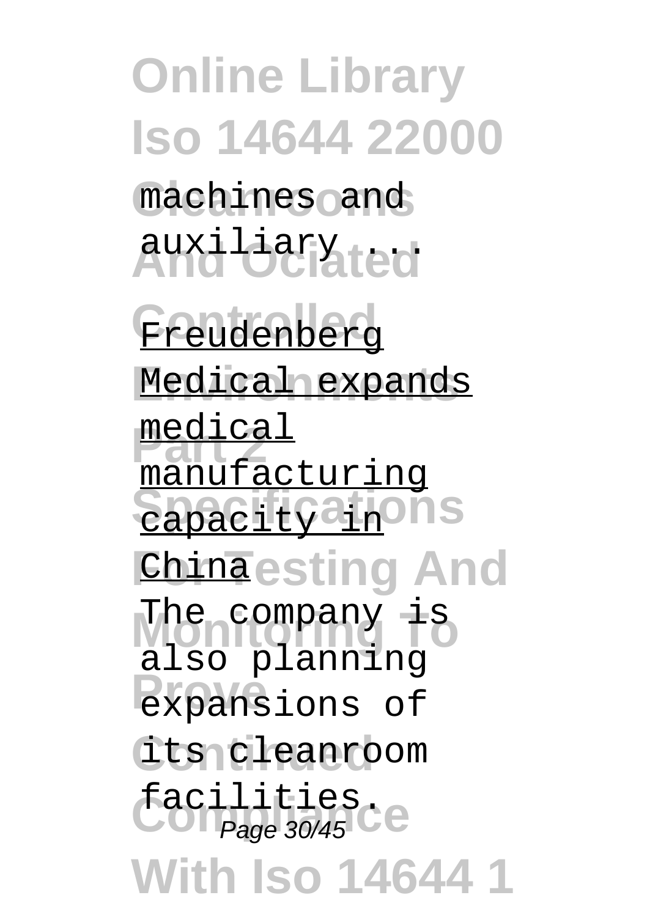machines and auxiliary ...

Freudenberg Medical expands medical manufacturing capacity in China

The company is also planning expansions of its cleanroom facilities.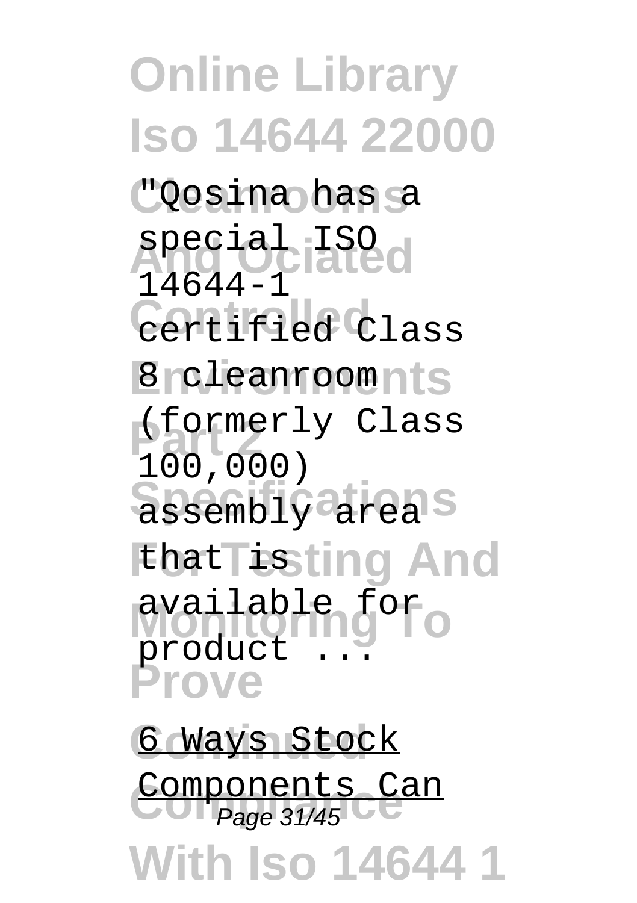"Qosina has a special ISO 14644-1 certified Class 8 cleanroom (formerly Class 100,000) assembly area that is available for product ...

6 Ways Stock Components Can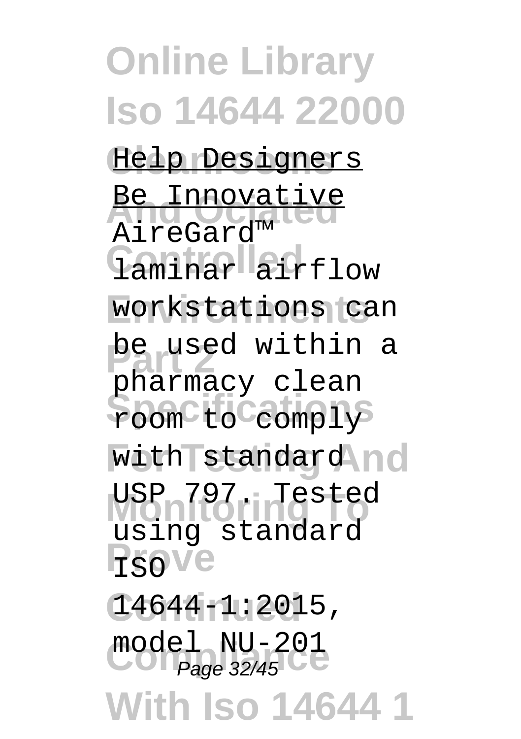Help Designers Be Innovative

AireGard™ laminar airflow workstations can be used within a pharmacy clean room to comply with standard USP 797. Tested using standard ISO 14644-1:2015, model NU-201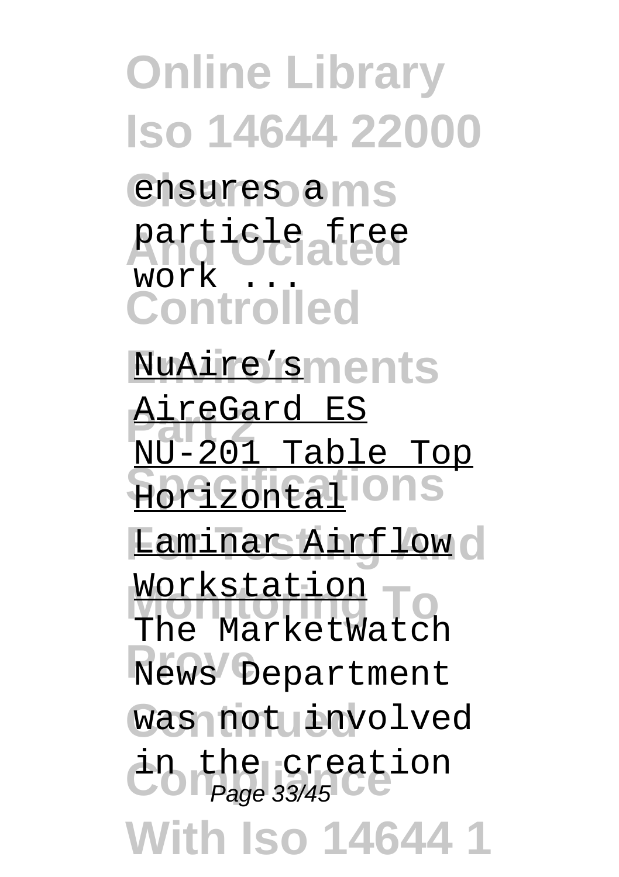ensures a particle free work ...

NuAire's AireGard ES NU-201 Table Top Horizontal Laminar Airflow Workstation

The MarketWatch News Department was not involved in the creation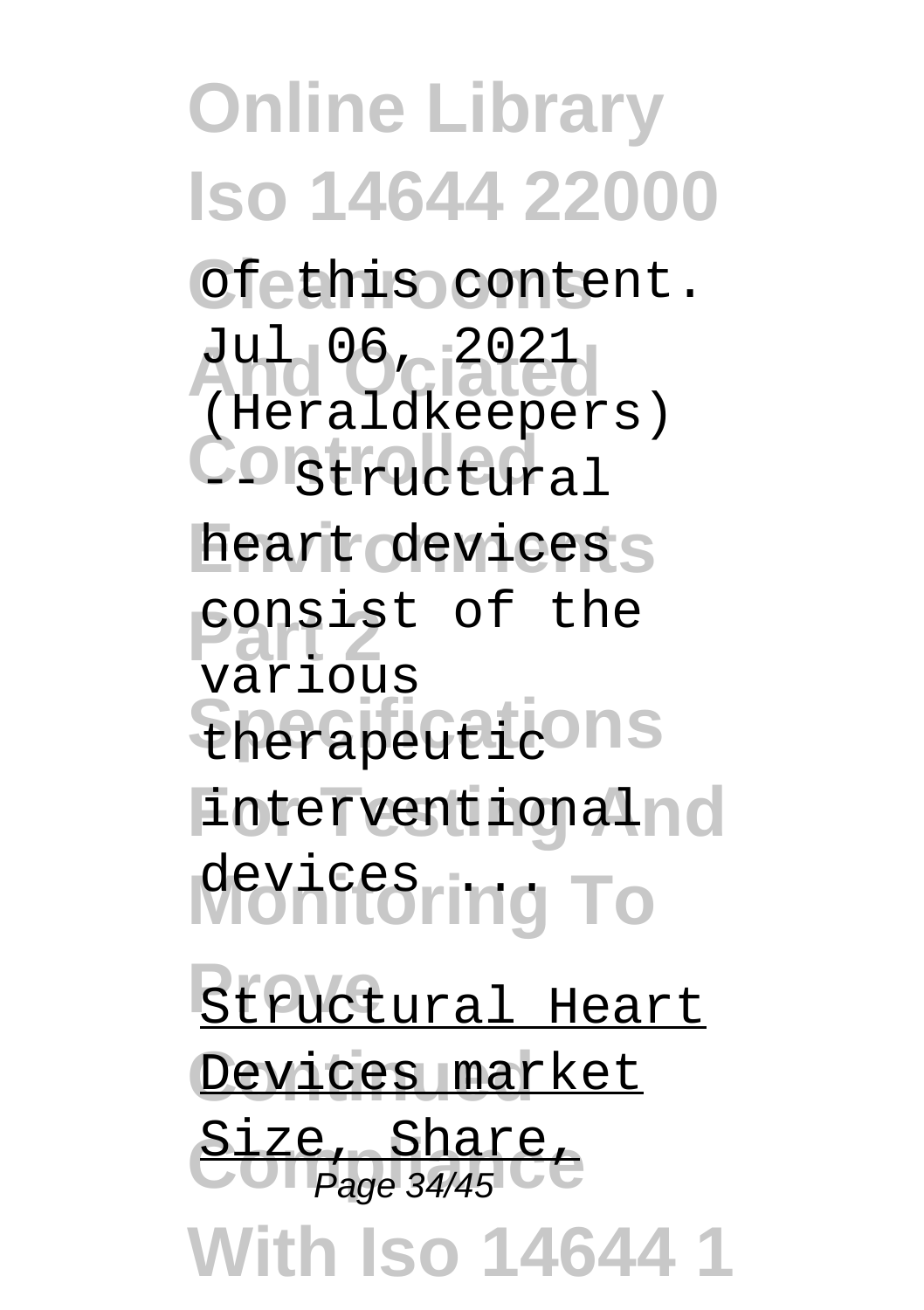of this content.

Jul 06, 2021 (Heraldkeepers) -- Structural heart devices consist of the various therapeutic interventional devices ...

Structural Heart Devices market Size, Share,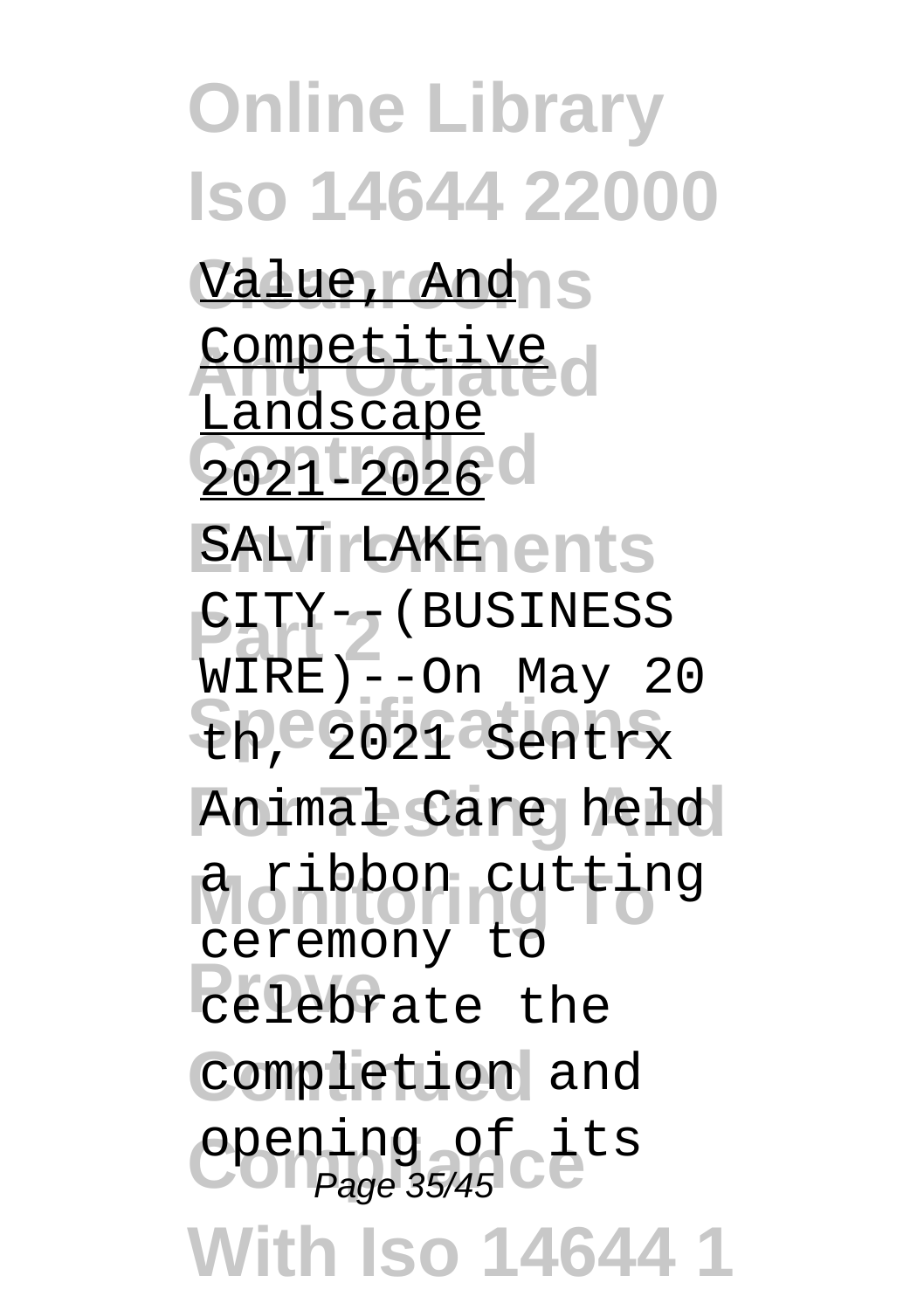Value, And Competitive Landscape 2021-2026

SALT LAKE CITY--(BUSINESS WIRE)--On May 20 th, 2021 Sentrx Animal Care held a ribbon cutting ceremony to celebrate the completion and opening of its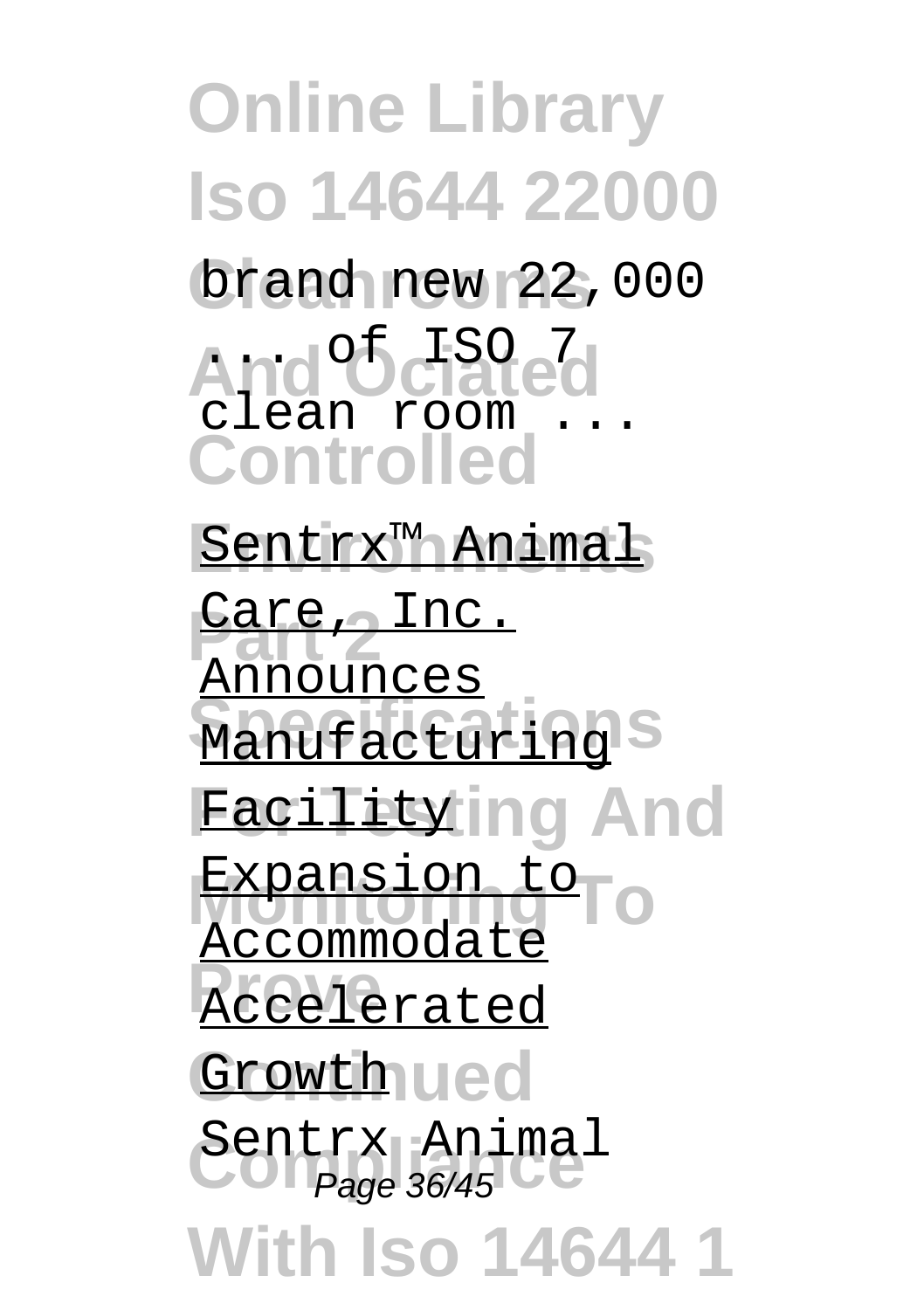brand new 22,000 ... of ISO 7 clean room ...

Sentrx™ Animal Care, Inc. Announces Manufacturing Facility Expansion to Accommodate Accelerated Growth

Sentrx Animal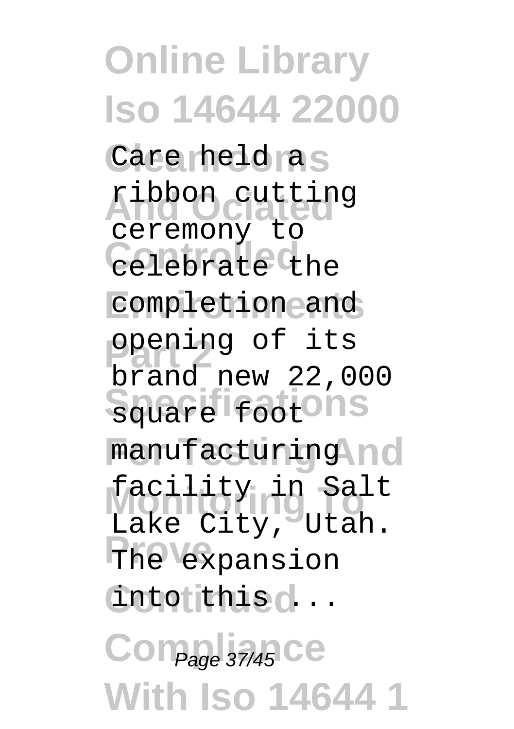Care held a ribbon cutting ceremony to celebrate the completion and opening of its brand new 22,000 square foot manufacturing facility in Salt Lake City, Utah. The expansion into this ...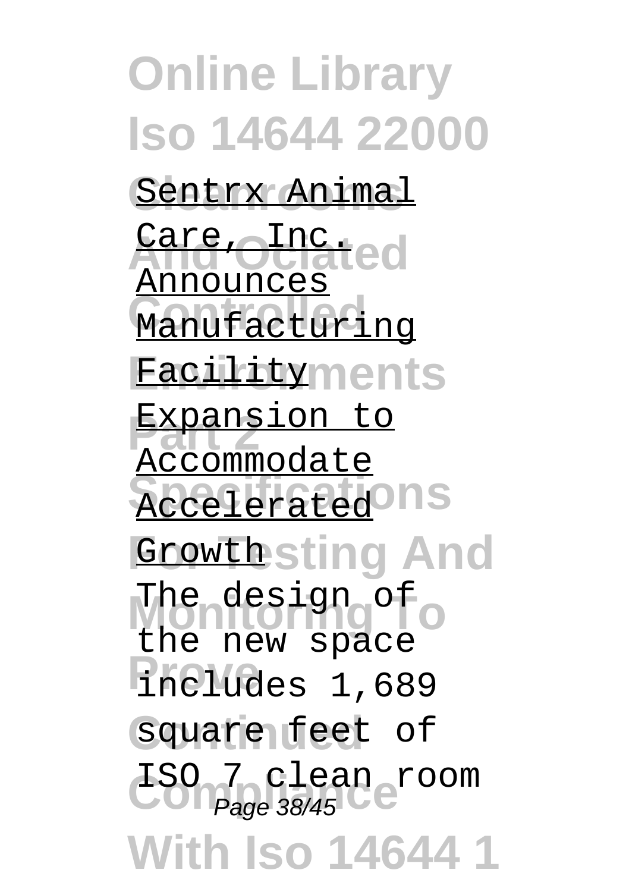Sentrx Animal Care, Inc. Announces Manufacturing Facility Expansion to Accommodate Accelerated Growth

The design of the new space includes 1,689 square feet of ISO 7 clean room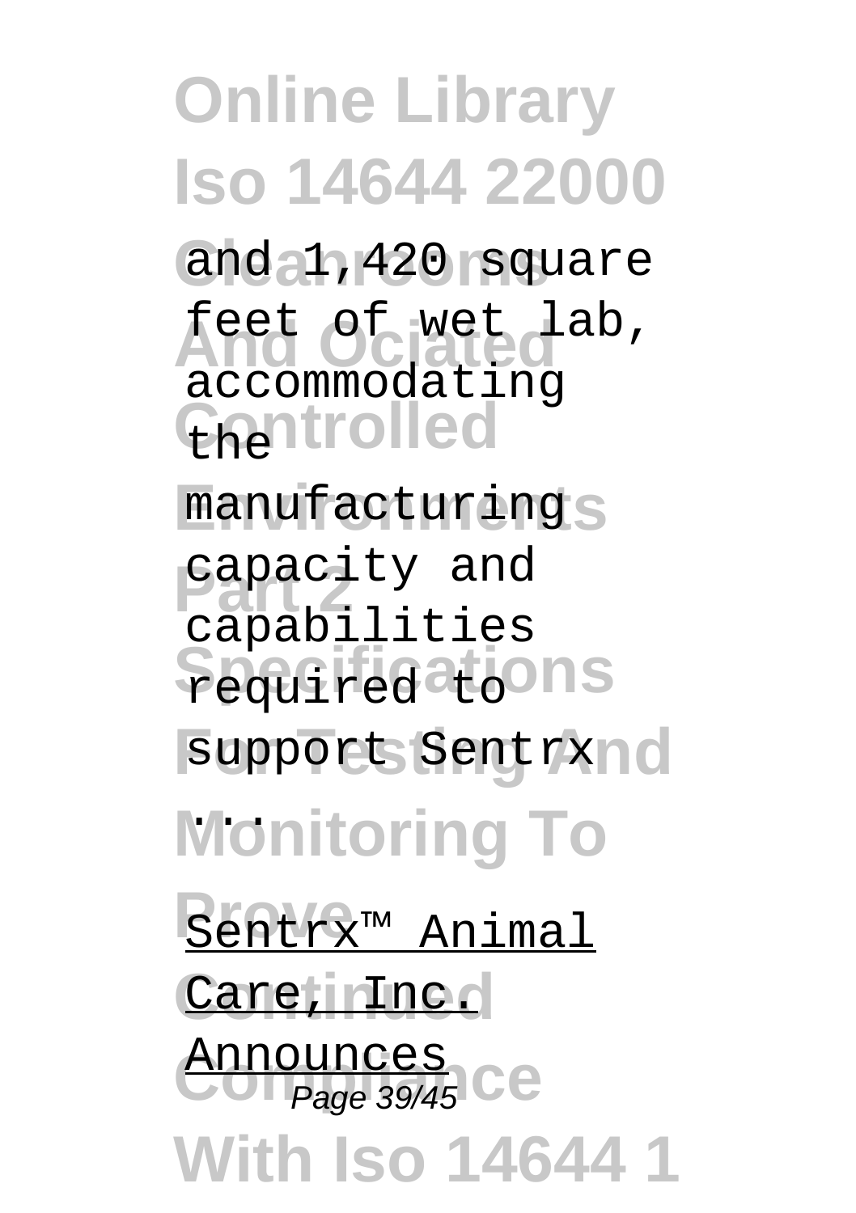and 1,420 square feet of wet lab, accommodating the manufacturing capacity and capabilities required to support Sentrx ...

Sentrx™ Animal Care, Inc. Announces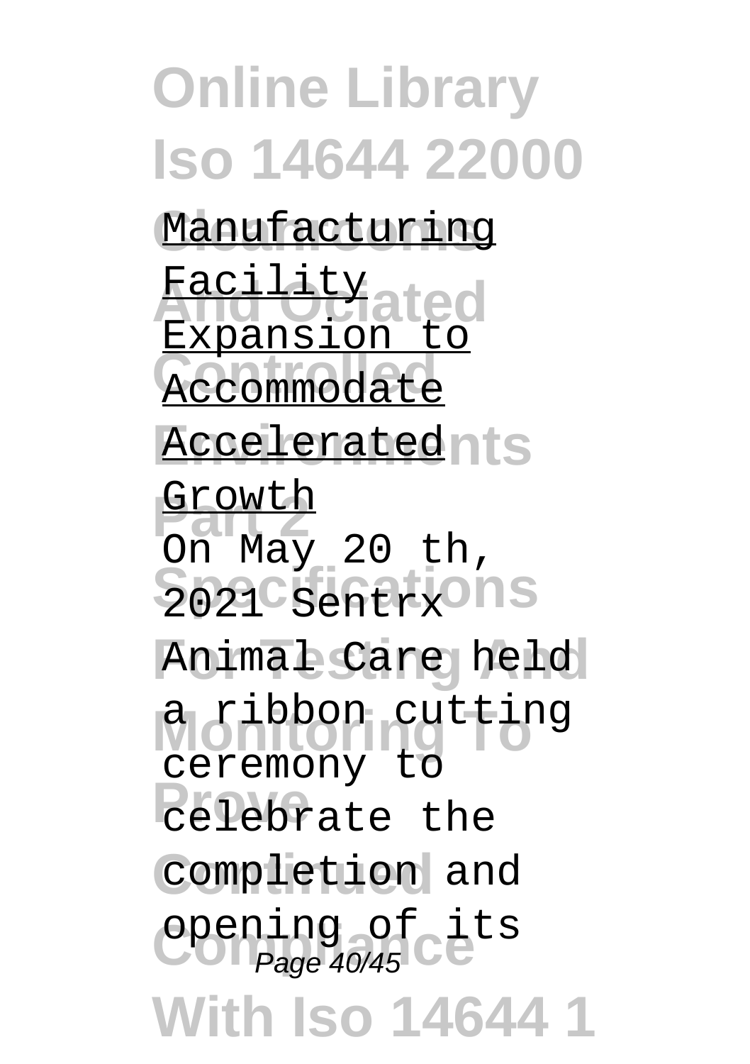Manufacturing Facility Expansion to Accommodate Accelerated Growth

On May 20 th, 2021 Sentrx Animal Care held a ribbon cutting ceremony to celebrate the completion and opening of its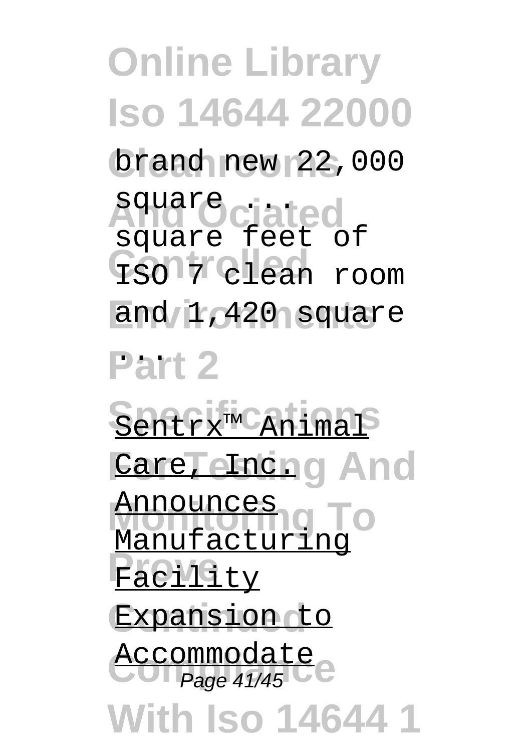brand new 22,000 square ...
square feet of ISO 7 clean room and 1,420 square ...

Sentrx™ Animal Care, Inc. Announces Manufacturing Facility Expansion to Accommodate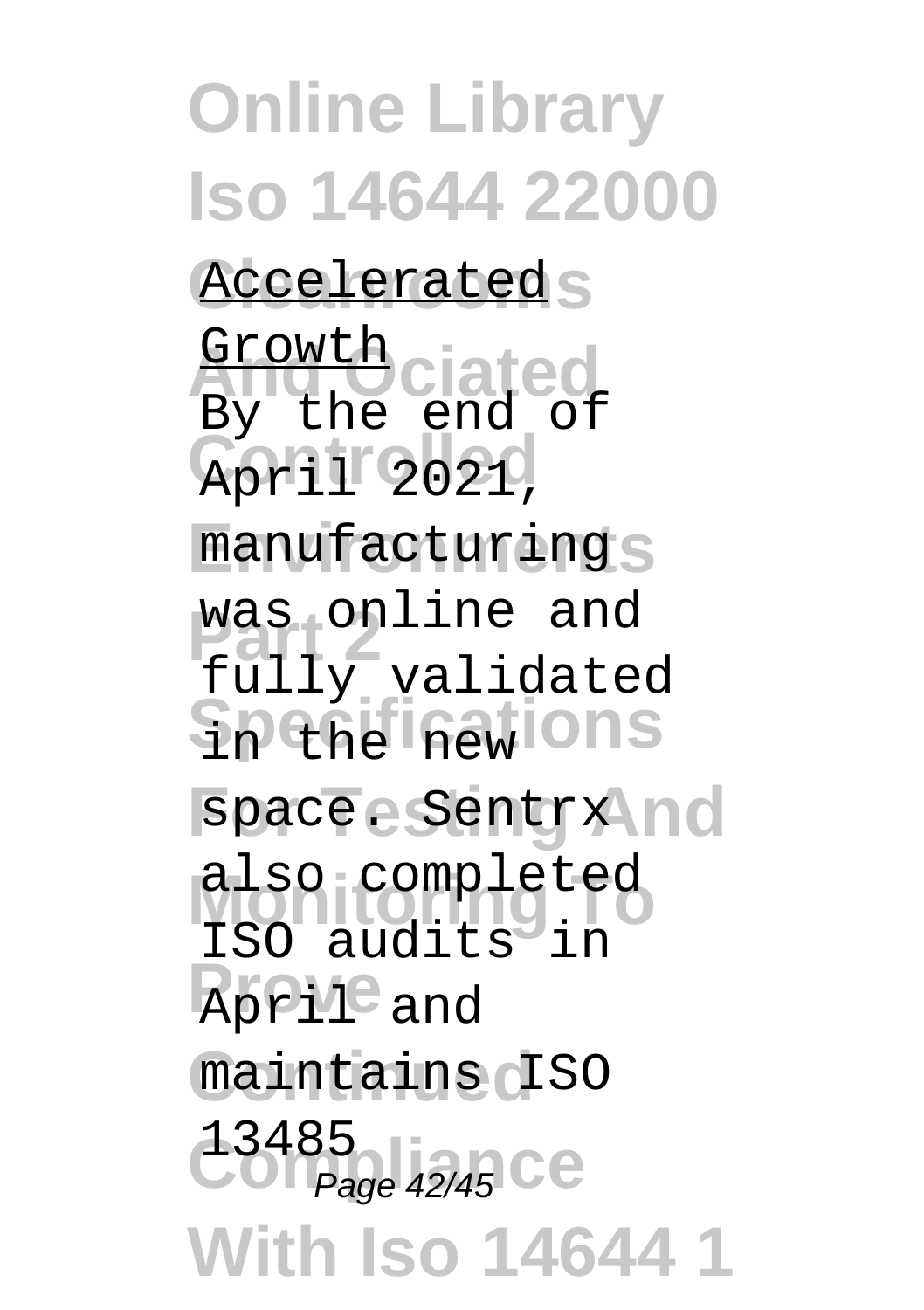Accelerated Growth

By the end of April 2021, manufacturing was online and fully validated in the new space. Sentrx also completed ISO audits in April and maintains ISO 13485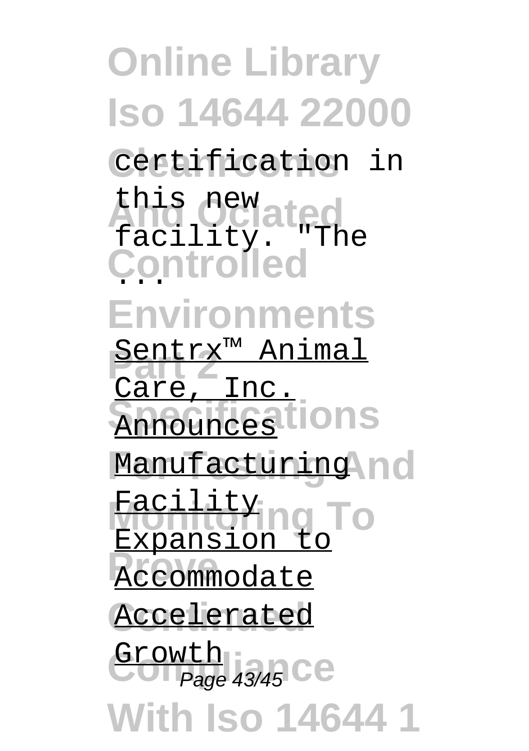certification in this new facility. "The ...

Sentrx™ Animal Care, Inc. Announces Manufacturing Facility Expansion to Accommodate Accelerated Growth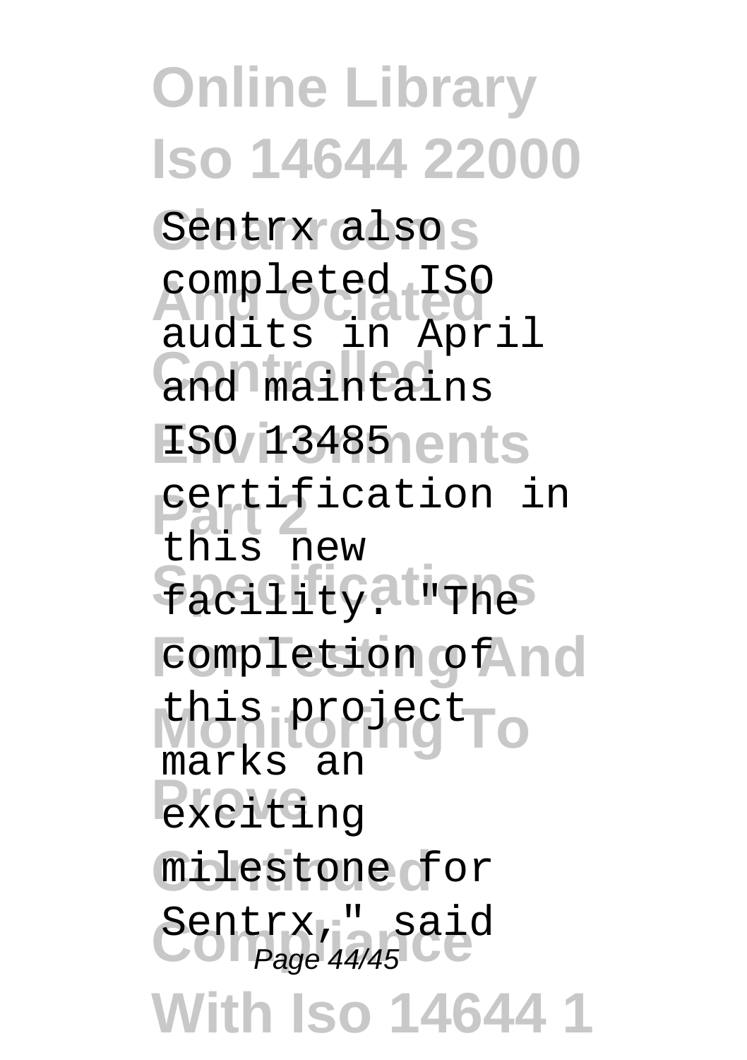Sentrx also completed ISO audits in April and maintains ISO 13485 certification in this new facility. "The completion of this project marks an exciting milestone for Sentrx," said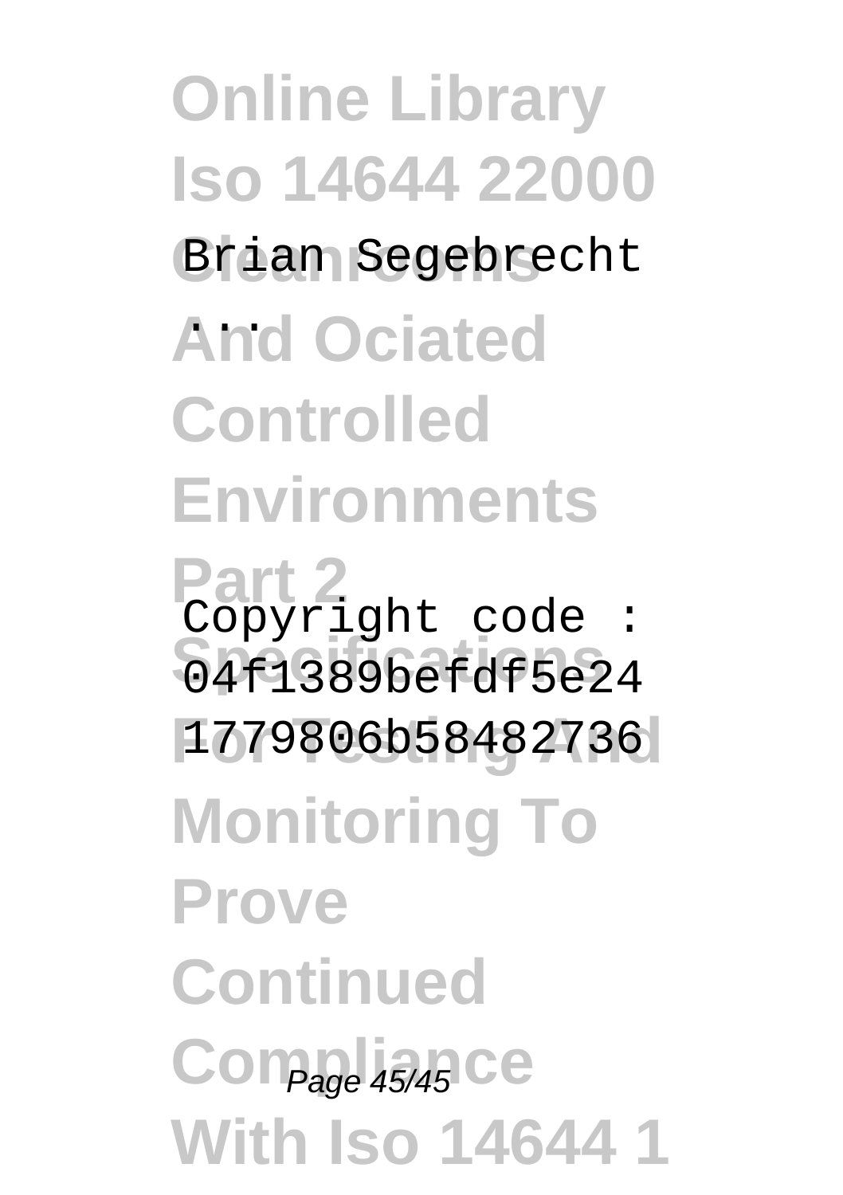Brian Segebrecht

...

Copyright code : 04f1389befdf5e24 1779806b58482736